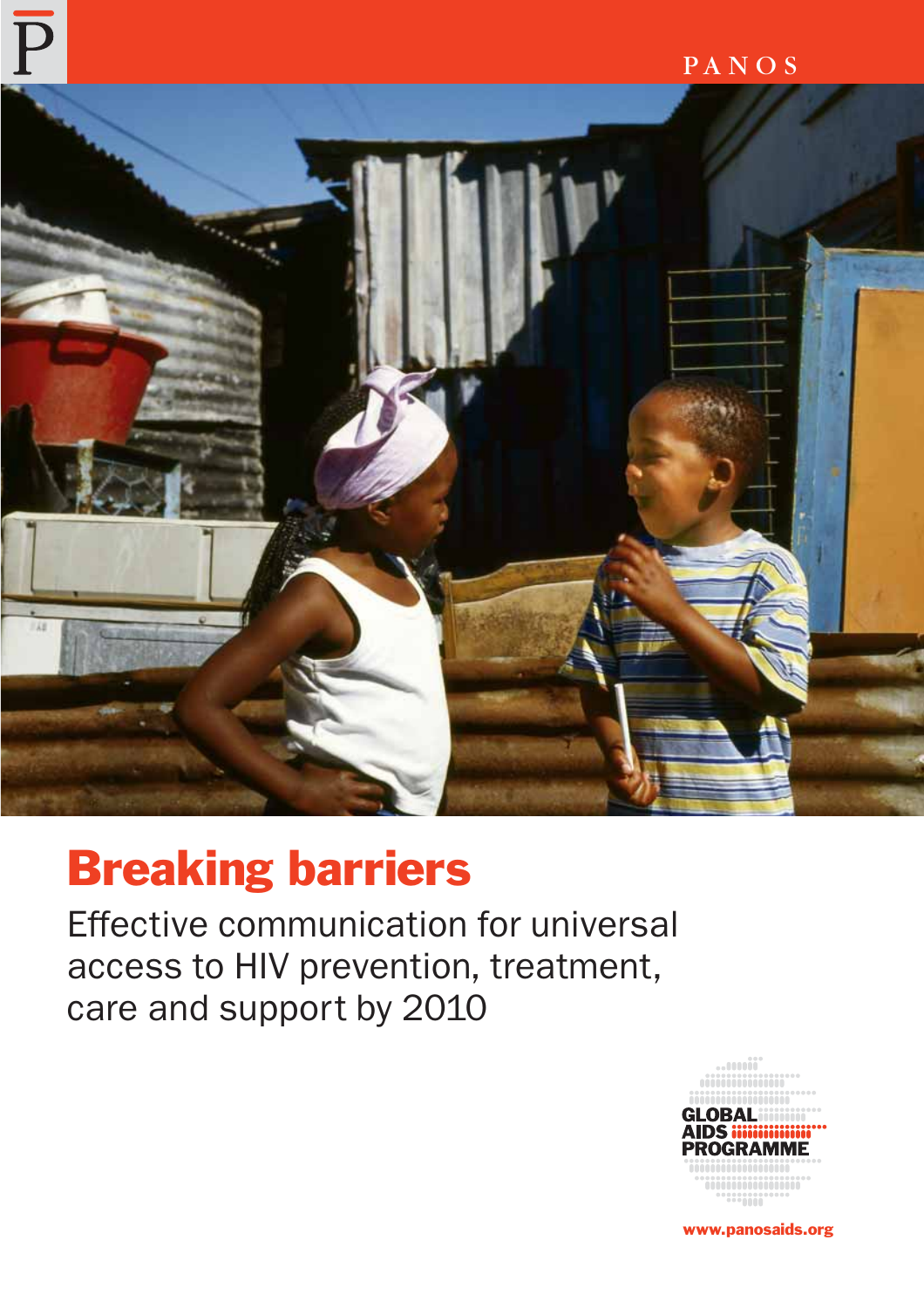PANOS

# Breaking barriers

Effective communication for universal access to HIV prevention, treatment, care and support by 2010

GLOBAL AIDS PROGRAMME

www.panosaids.org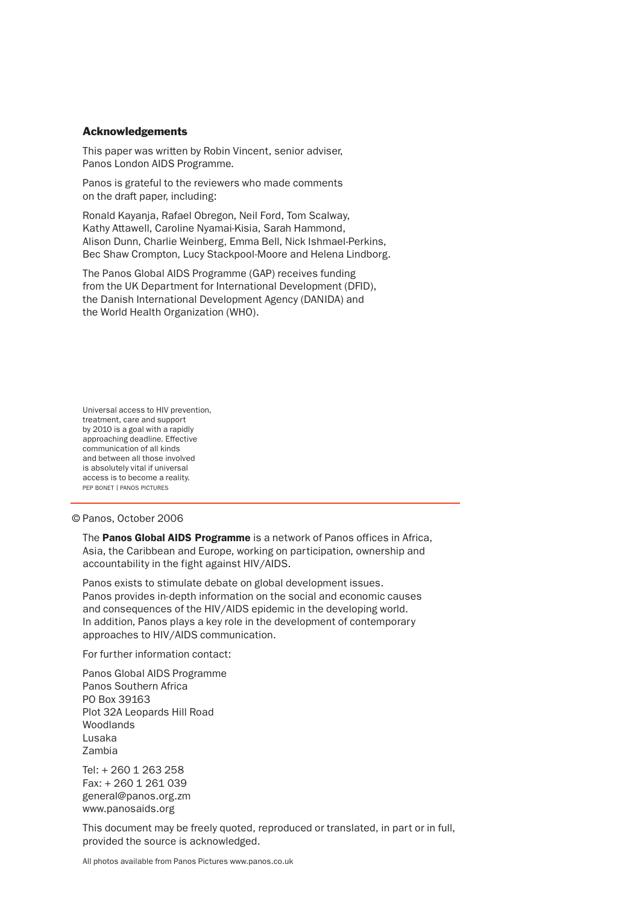## Acknowledgements

This paper was written by Robin Vincent, senior adviser, Panos London AIDS Programme.

Panos is grateful to the reviewers who made comments on the draft paper, including:

Ronald Kayanja, Rafael Obregon, Neil Ford, Tom Scalway, Kathy Attawell, Caroline Nyamai-Kisia, Sarah Hammond, Alison Dunn, Charlie Weinberg, Emma Bell, Nick Ishmael-Perkins, Bec Shaw Crompton, Lucy Stackpool-Moore and Helena Lindborg.

The Panos Global AIDS Programme (GAP) receives funding from the UK Department for International Development (DFID), the Danish International Development Agency (DANIDA) and the World Health Organization (WHO).

Universal access to HIV prevention, treatment, care and support by 2010 is a goal with a rapidly approaching deadline. Effective communication of all kinds and between all those involved is absolutely vital if universal access is to become a reality.
PEP BONET | PANOS PICTURES

---

© Panos, October 2006

The **Panos Global AIDS Programme** is a network of Panos offices in Africa, Asia, the Caribbean and Europe, working on participation, ownership and accountability in the fight against HIV/AIDS.

Panos exists to stimulate debate on global development issues. Panos provides in-depth information on the social and economic causes and consequences of the HIV/AIDS epidemic in the developing world. In addition, Panos plays a key role in the development of contemporary approaches to HIV/AIDS communication.

For further information contact:

Panos Global AIDS Programme
Panos Southern Africa
PO Box 39163
Plot 32A Leopards Hill Road
Woodlands
Lusaka
Zambia

Tel: + 260 1 263 258
Fax: + 260 1 261 039
general@panos.org.zm
www.panosaids.org

This document may be freely quoted, reproduced or translated, in part or in full, provided the source is acknowledged.

All photos available from Panos Pictures www.panos.co.uk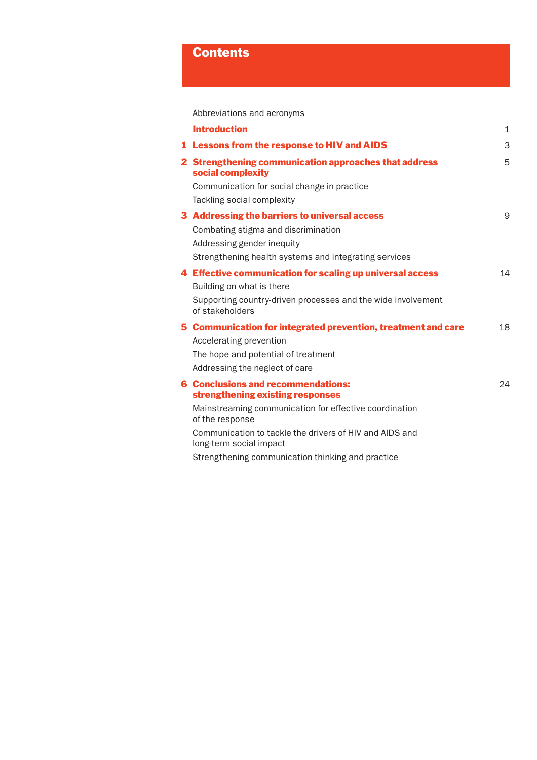# Contents

Abbreviations and acronyms

**Introduction** 1

**1 Lessons from the response to HIV and AIDS** 3

**2 Strengthening communication approaches that address social complexity** 5

- Communication for social change in practice
- Tackling social complexity

**3 Addressing the barriers to universal access** 9

- Combating stigma and discrimination
- Addressing gender inequity
- Strengthening health systems and integrating services

**4 Effective communication for scaling up universal access** 14

- Building on what is there
- Supporting country-driven processes and the wide involvement of stakeholders

**5 Communication for integrated prevention, treatment and care** 18

- Accelerating prevention
- The hope and potential of treatment
- Addressing the neglect of care

**6 Conclusions and recommendations: strengthening existing responses** 24

- Mainstreaming communication for effective coordination of the response
- Communication to tackle the drivers of HIV and AIDS and long-term social impact
- Strengthening communication thinking and practice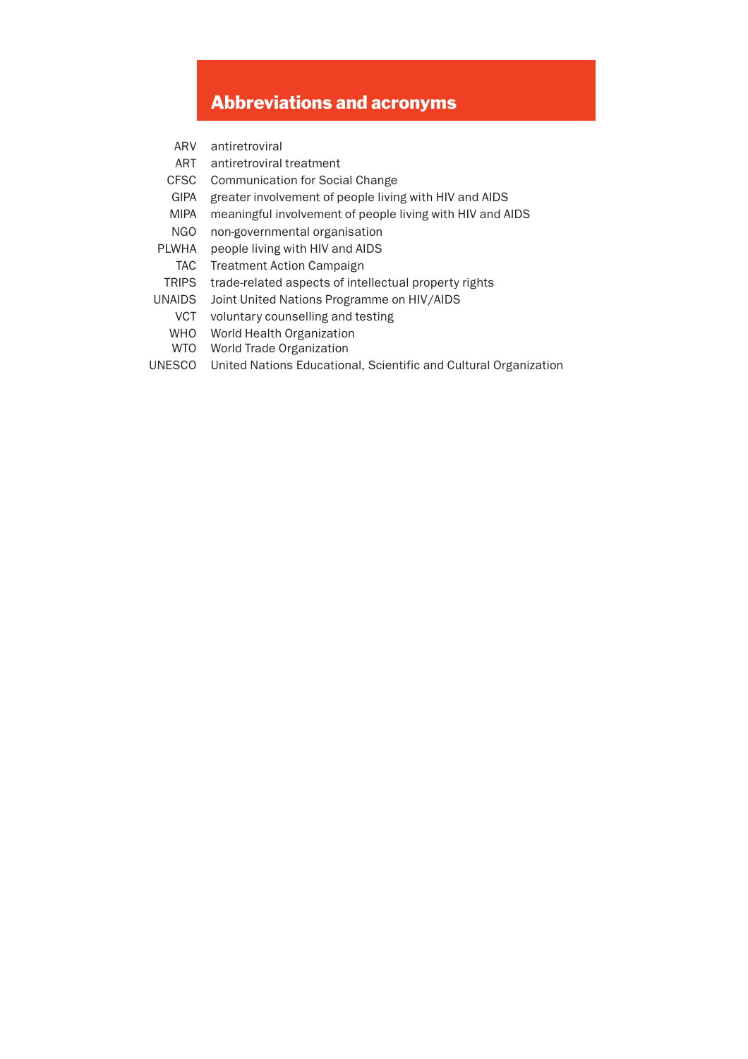# Abbreviations and acronyms

| | |
|---|---|
| ARV | antiretroviral |
| ART | antiretroviral treatment |
| CFSC | Communication for Social Change |
| GIPA | greater involvement of people living with HIV and AIDS |
| MIPA | meaningful involvement of people living with HIV and AIDS |
| NGO | non-governmental organisation |
| PLWHA | people living with HIV and AIDS |
| TAC | Treatment Action Campaign |
| TRIPS | trade-related aspects of intellectual property rights |
| UNAIDS | Joint United Nations Programme on HIV/AIDS |
| VCT | voluntary counselling and testing |
| WHO | World Health Organization |
| WTO | World Trade Organization |
| UNESCO | United Nations Educational, Scientific and Cultural Organization |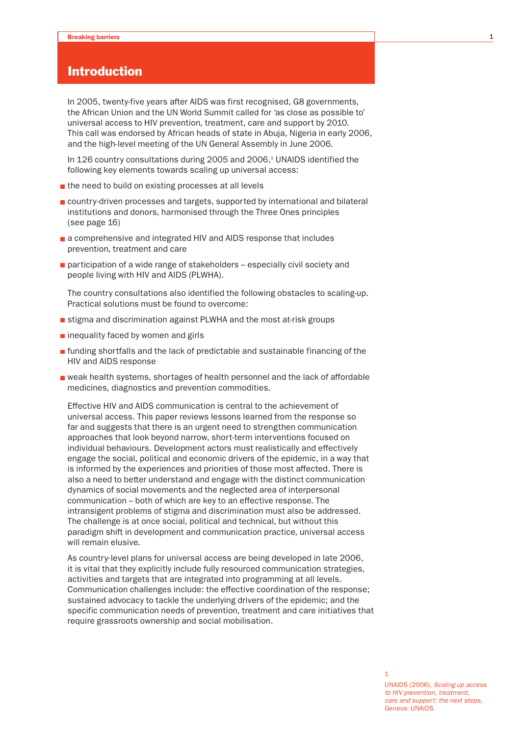# Introduction

In 2005, twenty-five years after AIDS was first recognised, G8 governments, the African Union and the UN World Summit called for 'as close as possible to' universal access to HIV prevention, treatment, care and support by 2010. This call was endorsed by African heads of state in Abuja, Nigeria in early 2006, and the high-level meeting of the UN General Assembly in June 2006.

In 126 country consultations during 2005 and 2006,[1] UNAIDS identified the following key elements towards scaling up universal access:

- the need to build on existing processes at all levels
- country-driven processes and targets, supported by international and bilateral institutions and donors, harmonised through the Three Ones principles (see page 16)
- a comprehensive and integrated HIV and AIDS response that includes prevention, treatment and care
- participation of a wide range of stakeholders – especially civil society and people living with HIV and AIDS (PLWHA).

The country consultations also identified the following obstacles to scaling-up. Practical solutions must be found to overcome:

- stigma and discrimination against PLWHA and the most at-risk groups
- inequality faced by women and girls
- funding shortfalls and the lack of predictable and sustainable financing of the HIV and AIDS response
- weak health systems, shortages of health personnel and the lack of affordable medicines, diagnostics and prevention commodities.

Effective HIV and AIDS communication is central to the achievement of universal access. This paper reviews lessons learned from the response so far and suggests that there is an urgent need to strengthen communication approaches that look beyond narrow, short-term interventions focused on individual behaviours. Development actors must realistically and effectively engage the social, political and economic drivers of the epidemic, in a way that is informed by the experiences and priorities of those most affected. There is also a need to better understand and engage with the distinct communication dynamics of social movements and the neglected area of interpersonal communication – both of which are key to an effective response. The intransigent problems of stigma and discrimination must also be addressed. The challenge is at once social, political and technical, but without this paradigm shift in development and communication practice, universal access will remain elusive.

As country-level plans for universal access are being developed in late 2006, it is vital that they explicitly include fully resourced communication strategies, activities and targets that are integrated into programming at all levels. Communication challenges include: the effective coordination of the response; sustained advocacy to tackle the underlying drivers of the epidemic; and the specific communication needs of prevention, treatment and care initiatives that require grassroots ownership and social mobilisation.

[1] UNAIDS (2006), *Scaling up access to HIV prevention, treatment, care and support: the next steps*, Geneva: UNAIDS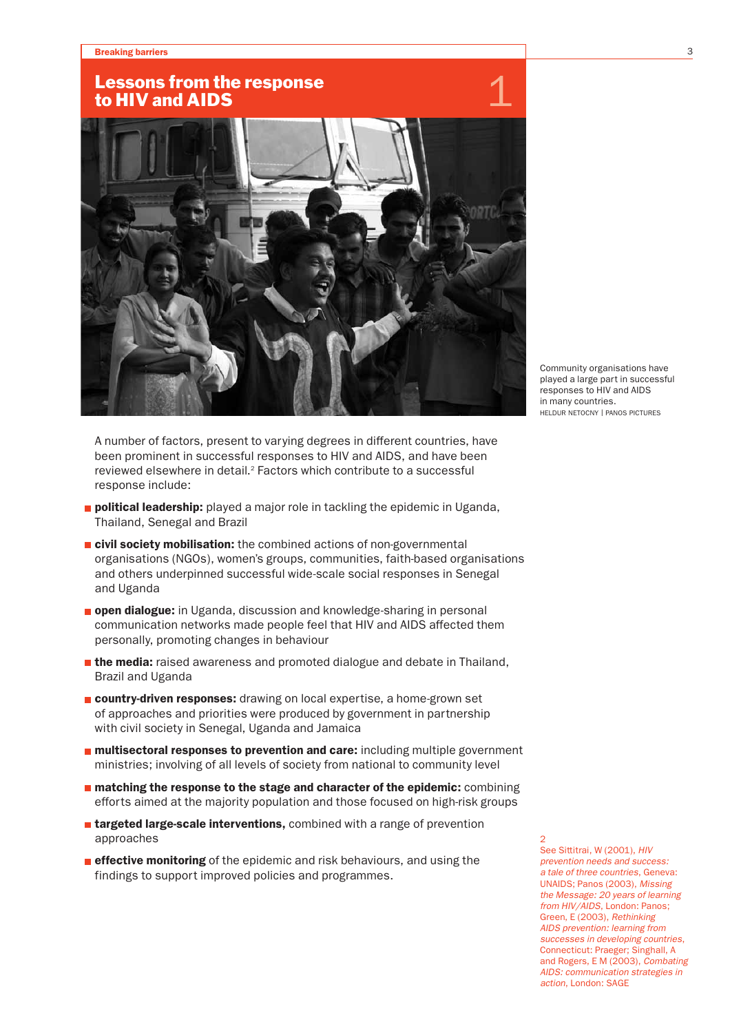# Lessons from the response to HIV and AIDS

## 1

Community organisations have played a large part in successful responses to HIV and AIDS in many countries.
HELDUR NETOCNY | PANOS PICTURES

A number of factors, present to varying degrees in different countries, have been prominent in successful responses to HIV and AIDS, and have been reviewed elsewhere in detail.[2] Factors which contribute to a successful response include:

- **political leadership:** played a major role in tackling the epidemic in Uganda, Thailand, Senegal and Brazil
- **civil society mobilisation:** the combined actions of non-governmental organisations (NGOs), women's groups, communities, faith-based organisations and others underpinned successful wide-scale social responses in Senegal and Uganda
- **open dialogue:** in Uganda, discussion and knowledge-sharing in personal communication networks made people feel that HIV and AIDS affected them personally, promoting changes in behaviour
- **the media:** raised awareness and promoted dialogue and debate in Thailand, Brazil and Uganda
- **country-driven responses:** drawing on local expertise, a home-grown set of approaches and priorities were produced by government in partnership with civil society in Senegal, Uganda and Jamaica
- **multisectoral responses to prevention and care:** including multiple government ministries; involving of all levels of society from national to community level
- **matching the response to the stage and character of the epidemic:** combining efforts aimed at the majority population and those focused on high-risk groups
- **targeted large-scale interventions,** combined with a range of prevention approaches
- **effective monitoring** of the epidemic and risk behaviours, and using the findings to support improved policies and programmes.

2
See Sittitrai, W (2001), *HIV prevention needs and success: a tale of three countries*, Geneva: UNAIDS; Panos (2003), *Missing the Message: 20 years of learning from HIV/AIDS*, London: Panos; Green, E (2003), *Rethinking AIDS prevention: learning from successes in developing countries*, Connecticut: Praeger; Singhall, A and Rogers, E M (2003), *Combating AIDS: communication strategies in action*, London: SAGE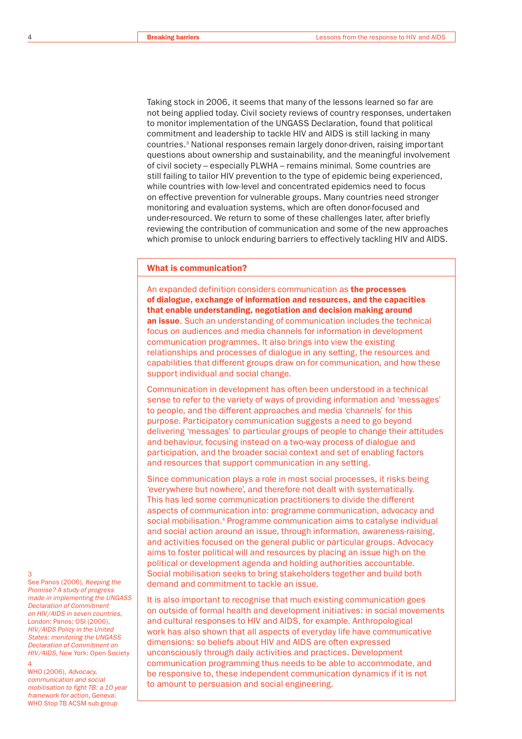Taking stock in 2006, it seems that many of the lessons learned so far are not being applied today. Civil society reviews of country responses, undertaken to monitor implementation of the UNGASS Declaration, found that political commitment and leadership to tackle HIV and AIDS is still lacking in many countries.[3] National responses remain largely donor-driven, raising important questions about ownership and sustainability, and the meaningful involvement of civil society – especially PLWHA – remains minimal. Some countries are still failing to tailor HIV prevention to the type of epidemic being experienced, while countries with low-level and concentrated epidemics need to focus on effective prevention for vulnerable groups. Many countries need stronger monitoring and evaluation systems, which are often donor-focused and under-resourced. We return to some of these challenges later, after briefly reviewing the contribution of communication and some of the new approaches which promise to unlock enduring barriers to effectively tackling HIV and AIDS.

## What is communication?

An expanded definition considers communication as **the processes of dialogue, exchange of information and resources, and the capacities that enable understanding, negotiation and decision making around an issue**. Such an understanding of communication includes the technical focus on audiences and media channels for information in development communication programmes. It also brings into view the existing relationships and processes of dialogue in any setting, the resources and capabilities that different groups draw on for communication, and how these support individual and social change.

Communication in development has often been understood in a technical sense to refer to the variety of ways of providing information and 'messages' to people, and the different approaches and media 'channels' for this purpose. Participatory communication suggests a need to go beyond delivering 'messages' to particular groups of people to change their attitudes and behaviour, focusing instead on a two-way process of dialogue and participation, and the broader social context and set of enabling factors and resources that support communication in any setting.

Since communication plays a role in most social processes, it risks being 'everywhere but nowhere', and therefore not dealt with systematically. This has led some communication practitioners to divide the different aspects of communication into: programme communication, advocacy and social mobilisation.[4] Programme communication aims to catalyse individual and social action around an issue, through information, awareness-raising, and activities focused on the general public or particular groups. Advocacy aims to foster political will and resources by placing an issue high on the political or development agenda and holding authorities accountable. Social mobilisation seeks to bring stakeholders together and build both demand and commitment to tackle an issue.

It is also important to recognise that much existing communication goes on outside of formal health and development initiatives: in social movements and cultural responses to HIV and AIDS, for example. Anthropological work has also shown that all aspects of everyday life have communicative dimensions: so beliefs about HIV and AIDS are often expressed unconsciously through daily activities and practices. Development communication programming thus needs to be able to accommodate, and be responsive to, these independent communication dynamics if it is not to amount to persuasion and social engineering.

---

3
See Panos (2006), *Keeping the Promise? A study of progress made in implementing the UNGASS Declaration of Commitment on HIV/AIDS in seven countries*, London: Panos; OSI (2006), *HIV/AIDS Policy in the United States: monitoring the UNGASS Declaration of Commitment on HIV/AIDS*, New York: Open Society

4
WHO (2006), *Advocacy, communication and social mobilisation to fight TB: a 10 year framework for action*, Geneva: WHO Stop TB ACSM sub group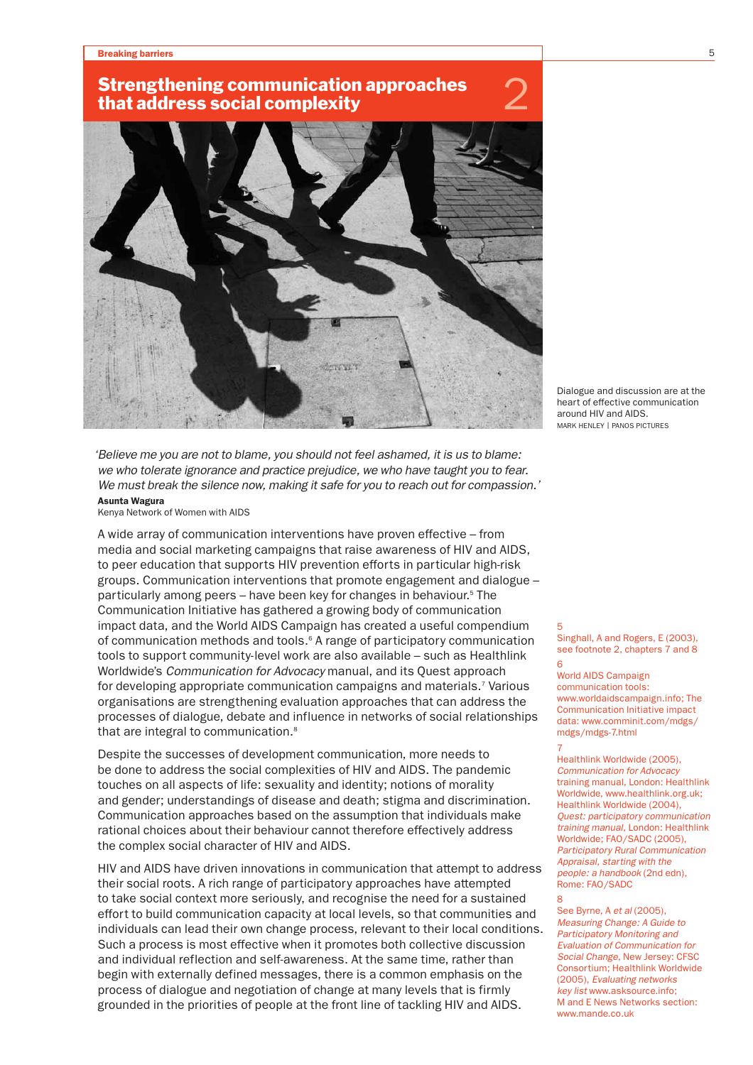# Strengthening communication approaches that address social complexity

## 2

Dialogue and discussion are at the heart of effective communication around HIV and AIDS.
MARK HENLEY | PANOS PICTURES

*'Believe me you are not to blame, you should not feel ashamed, it is us to blame: we who tolerate ignorance and practice prejudice, we who have taught you to fear. We must break the silence now, making it safe for you to reach out for compassion.'*

**Asunta Wagura**
Kenya Network of Women with AIDS

A wide array of communication interventions have proven effective – from media and social marketing campaigns that raise awareness of HIV and AIDS, to peer education that supports HIV prevention efforts in particular high-risk groups. Communication interventions that promote engagement and dialogue – particularly among peers – have been key for changes in behaviour.[5] The Communication Initiative has gathered a growing body of communication impact data, and the World AIDS Campaign has created a useful compendium of communication methods and tools.[6] A range of participatory communication tools to support community-level work are also available – such as Healthlink Worldwide's *Communication for Advocacy* manual, and its Quest approach for developing appropriate communication campaigns and materials.[7] Various organisations are strengthening evaluation approaches that can address the processes of dialogue, debate and influence in networks of social relationships that are integral to communication.[8]

Despite the successes of development communication, more needs to be done to address the social complexities of HIV and AIDS. The pandemic touches on all aspects of life: sexuality and identity; notions of morality and gender; understandings of disease and death; stigma and discrimination. Communication approaches based on the assumption that individuals make rational choices about their behaviour cannot therefore effectively address the complex social character of HIV and AIDS.

HIV and AIDS have driven innovations in communication that attempt to address their social roots. A rich range of participatory approaches have attempted to take social context more seriously, and recognise the need for a sustained effort to build communication capacity at local levels, so that communities and individuals can lead their own change process, relevant to their local conditions. Such a process is most effective when it promotes both collective discussion and individual reflection and self-awareness. At the same time, rather than begin with externally defined messages, there is a common emphasis on the process of dialogue and negotiation of change at many levels that is firmly grounded in the priorities of people at the front line of tackling HIV and AIDS.

---

5
Singhall, A and Rogers, E (2003), see footnote 2, chapters 7 and 8

6
World AIDS Campaign communication tools: www.worldaidscampaign.info; The Communication Initiative impact data: www.comminit.com/mdgs/mdgs-7.html

7
Healthlink Worldwide (2005), *Communication for Advocacy* training manual, London: Healthlink Worldwide, www.healthlink.org.uk; Healthlink Worldwide (2004), *Quest: participatory communication training manual*, London: Healthlink Worldwide; FAO/SADC (2005), *Participatory Rural Communication Appraisal, starting with the people: a handbook* (2nd edn), Rome: FAO/SADC

8
See Byrne, A *et al* (2005), *Measuring Change: A Guide to Participatory Monitoring and Evaluation of Communication for Social Change*, New Jersey: CFSC Consortium; Healthlink Worldwide (2005), *Evaluating networks key list* www.asksource.info; M and E News Networks section: www.mande.co.uk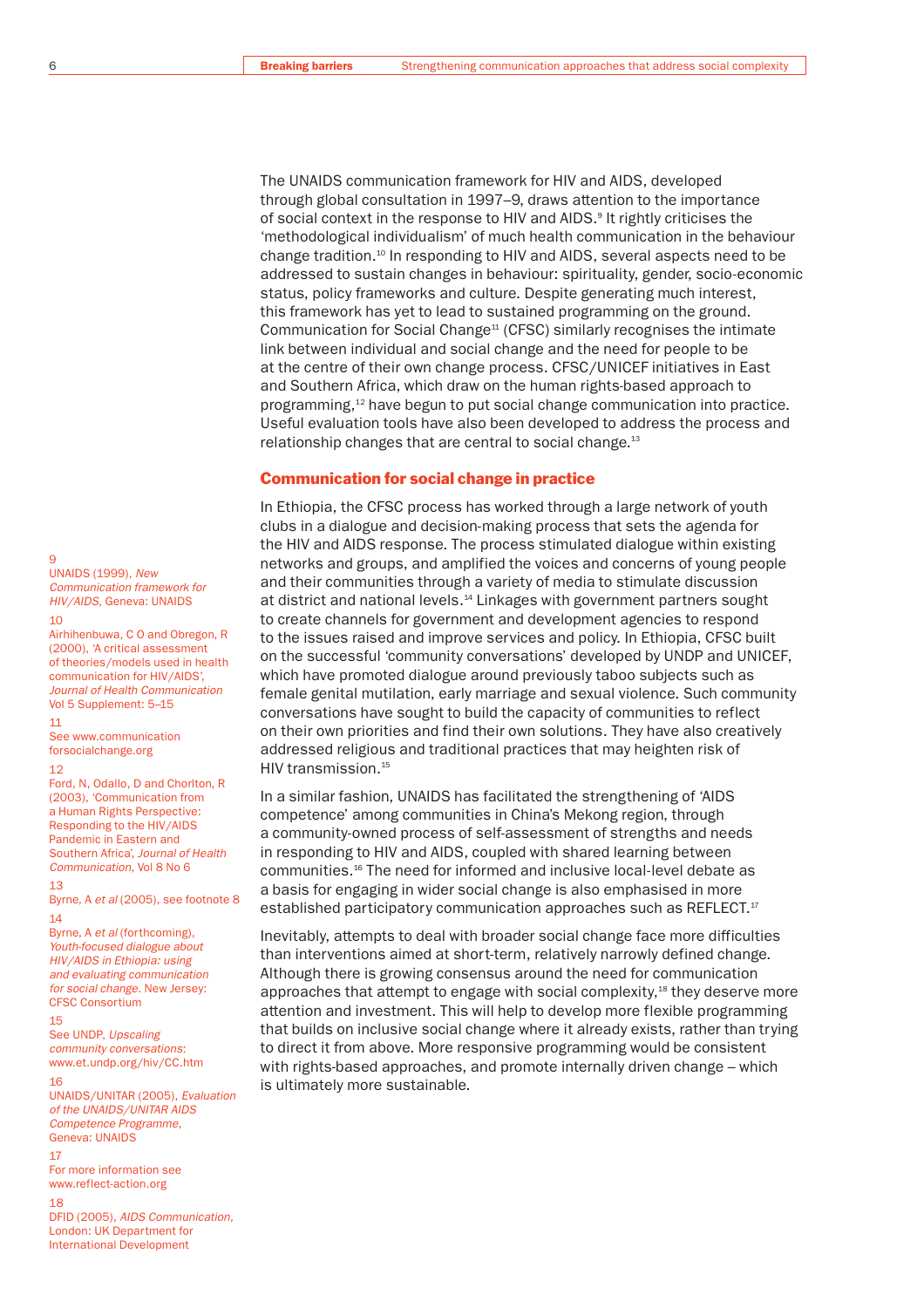The UNAIDS communication framework for HIV and AIDS, developed through global consultation in 1997–9, draws attention to the importance of social context in the response to HIV and AIDS.[9] It rightly criticises the 'methodological individualism' of much health communication in the behaviour change tradition.[10] In responding to HIV and AIDS, several aspects need to be addressed to sustain changes in behaviour: spirituality, gender, socio-economic status, policy frameworks and culture. Despite generating much interest, this framework has yet to lead to sustained programming on the ground. Communication for Social Change[11] (CFSC) similarly recognises the intimate link between individual and social change and the need for people to be at the centre of their own change process. CFSC/UNICEF initiatives in East and Southern Africa, which draw on the human rights-based approach to programming,[12] have begun to put social change communication into practice. Useful evaluation tools have also been developed to address the process and relationship changes that are central to social change.[13]

## Communication for social change in practice

In Ethiopia, the CFSC process has worked through a large network of youth clubs in a dialogue and decision-making process that sets the agenda for the HIV and AIDS response. The process stimulated dialogue within existing networks and groups, and amplified the voices and concerns of young people and their communities through a variety of media to stimulate discussion at district and national levels.[14] Linkages with government partners sought to create channels for government and development agencies to respond to the issues raised and improve services and policy. In Ethiopia, CFSC built on the successful 'community conversations' developed by UNDP and UNICEF, which have promoted dialogue around previously taboo subjects such as female genital mutilation, early marriage and sexual violence. Such community conversations have sought to build the capacity of communities to reflect on their own priorities and find their own solutions. They have also creatively addressed religious and traditional practices that may heighten risk of HIV transmission.[15]

In a similar fashion, UNAIDS has facilitated the strengthening of 'AIDS competence' among communities in China's Mekong region, through a community-owned process of self-assessment of strengths and needs in responding to HIV and AIDS, coupled with shared learning between communities.[16] The need for informed and inclusive local-level debate as a basis for engaging in wider social change is also emphasised in more established participatory communication approaches such as REFLECT.[17]

Inevitably, attempts to deal with broader social change face more difficulties than interventions aimed at short-term, relatively narrowly defined change. Although there is growing consensus around the need for communication approaches that attempt to engage with social complexity,[18] they deserve more attention and investment. This will help to develop more flexible programming that builds on inclusive social change where it already exists, rather than trying to direct it from above. More responsive programming would be consistent with rights-based approaches, and promote internally driven change – which is ultimately more sustainable.

---

9
UNAIDS (1999), *New Communication framework for HIV/AIDS*, Geneva: UNAIDS

10
Airhihenbuwa, C O and Obregon, R (2000), 'A critical assessment of theories/models used in health communication for HIV/AIDS', *Journal of Health Communication* Vol 5 Supplement: 5–15

11
See www.communicationforsocialchange.org

12
Ford, N, Odallo, D and Chorlton, R (2003), 'Communication from a Human Rights Perspective: Responding to the HIV/AIDS Pandemic in Eastern and Southern Africa', *Journal of Health Communication*, Vol 8 No 6

13
Byrne, A *et al* (2005), see footnote 8

14
Byrne, A *et al* (forthcoming), *Youth-focused dialogue about HIV/AIDS in Ethiopia: using and evaluating communication for social change*. New Jersey: CFSC Consortium

15
See UNDP, *Upscaling community conversations*: www.et.undp.org/hiv/CC.htm

16
UNAIDS/UNITAR (2005), *Evaluation of the UNAIDS/UNITAR AIDS Competence Programme*, Geneva: UNAIDS

17
For more information see www.reflect-action.org

18
DFID (2005), *AIDS Communication*, London: UK Department for International Development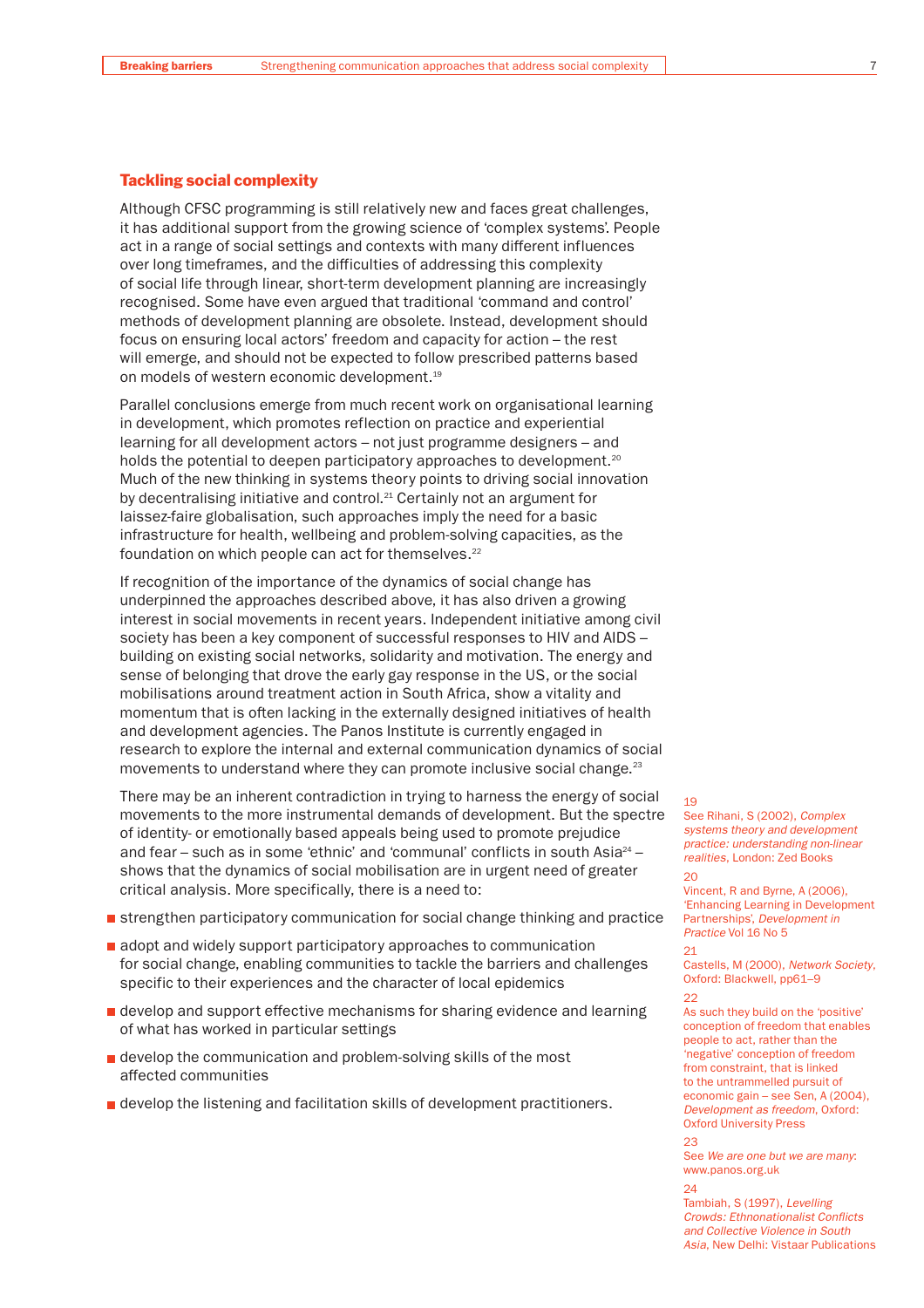## Tackling social complexity

Although CFSC programming is still relatively new and faces great challenges, it has additional support from the growing science of 'complex systems'. People act in a range of social settings and contexts with many different influences over long timeframes, and the difficulties of addressing this complexity of social life through linear, short-term development planning are increasingly recognised. Some have even argued that traditional 'command and control' methods of development planning are obsolete. Instead, development should focus on ensuring local actors' freedom and capacity for action – the rest will emerge, and should not be expected to follow prescribed patterns based on models of western economic development.[19]

Parallel conclusions emerge from much recent work on organisational learning in development, which promotes reflection on practice and experiential learning for all development actors – not just programme designers – and holds the potential to deepen participatory approaches to development.[20] Much of the new thinking in systems theory points to driving social innovation by decentralising initiative and control.[21] Certainly not an argument for laissez-faire globalisation, such approaches imply the need for a basic infrastructure for health, wellbeing and problem-solving capacities, as the foundation on which people can act for themselves.[22]

If recognition of the importance of the dynamics of social change has underpinned the approaches described above, it has also driven a growing interest in social movements in recent years. Independent initiative among civil society has been a key component of successful responses to HIV and AIDS – building on existing social networks, solidarity and motivation. The energy and sense of belonging that drove the early gay response in the US, or the social mobilisations around treatment action in South Africa, show a vitality and momentum that is often lacking in the externally designed initiatives of health and development agencies. The Panos Institute is currently engaged in research to explore the internal and external communication dynamics of social movements to understand where they can promote inclusive social change.[23]

There may be an inherent contradiction in trying to harness the energy of social movements to the more instrumental demands of development. But the spectre of identity- or emotionally based appeals being used to promote prejudice and fear – such as in some 'ethnic' and 'communal' conflicts in south Asia[24] – shows that the dynamics of social mobilisation are in urgent need of greater critical analysis. More specifically, there is a need to:

- strengthen participatory communication for social change thinking and practice
- adopt and widely support participatory approaches to communication for social change, enabling communities to tackle the barriers and challenges specific to their experiences and the character of local epidemics
- develop and support effective mechanisms for sharing evidence and learning of what has worked in particular settings
- develop the communication and problem-solving skills of the most affected communities
- develop the listening and facilitation skills of development practitioners.

19 See Rihani, S (2002), *Complex systems theory and development practice: understanding non-linear realities*, London: Zed Books

20 Vincent, R and Byrne, A (2006), 'Enhancing Learning in Development Partnerships', *Development in Practice* Vol 16 No 5

21 Castells, M (2000), *Network Society*, Oxford: Blackwell, pp61–9

22 As such they build on the 'positive' conception of freedom that enables people to act, rather than the 'negative' conception of freedom from constraint, that is linked to the untrammelled pursuit of economic gain – see Sen, A (2004), *Development as freedom*, Oxford: Oxford University Press

23 See *We are one but we are many*: www.panos.org.uk

24 Tambiah, S (1997), *Levelling Crowds: Ethnonationalist Conflicts and Collective Violence in South Asia*, New Delhi: Vistaar Publications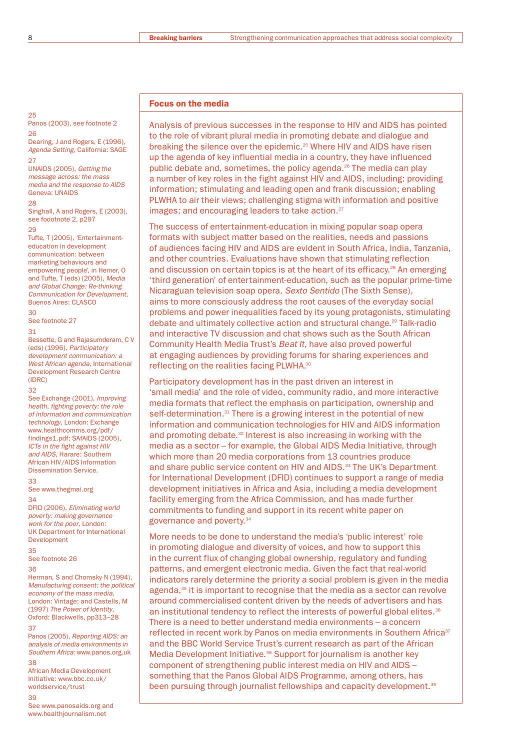## Focus on the media

Analysis of previous successes in the response to HIV and AIDS has pointed to the role of vibrant plural media in promoting debate and dialogue and breaking the silence over the epidemic.[25] Where HIV and AIDS have risen up the agenda of key influential media in a country, they have influenced public debate and, sometimes, the policy agenda.[26] The media can play a number of key roles in the fight against HIV and AIDS, including: providing information; stimulating and leading open and frank discussion; enabling PLWHA to air their views; challenging stigma with information and positive images; and encouraging leaders to take action.[27]

The success of entertainment-education in mixing popular soap opera formats with subject matter based on the realities, needs and passions of audiences facing HIV and AIDS are evident in South Africa, India, Tanzania, and other countries. Evaluations have shown that stimulating reflection and discussion on certain topics is at the heart of its efficacy.[28] An emerging 'third generation' of entertainment-education, such as the popular prime-time Nicaraguan television soap opera, *Sexto Sentido* (The Sixth Sense), aims to more consciously address the root causes of the everyday social problems and power inequalities faced by its young protagonists, stimulating debate and ultimately collective action and structural change.[29] Talk-radio and interactive TV discussion and chat shows such as the South African Community Health Media Trust's *Beat It*, have also proved powerful at engaging audiences by providing forums for sharing experiences and reflecting on the realities facing PLWHA.[30]

Participatory development has in the past driven an interest in 'small media' and the role of video, community radio, and more interactive media formats that reflect the emphasis on participation, ownership and self-determination.[31] There is a growing interest in the potential of new information and communication technologies for HIV and AIDS information and promoting debate.[32] Interest is also increasing in working with the media as a sector – for example, the Global AIDS Media Initiative, through which more than 20 media corporations from 13 countries produce and share public service content on HIV and AIDS.[33] The UK's Department for International Development (DFID) continues to support a range of media development initiatives in Africa and Asia, including a media development facility emerging from the Africa Commission, and has made further commitments to funding and support in its recent white paper on governance and poverty.[34]

More needs to be done to understand the media's 'public interest' role in promoting dialogue and diversity of voices, and how to support this in the current flux of changing global ownership, regulatory and funding patterns, and emergent electronic media. Given the fact that real-world indicators rarely determine the priority a social problem is given in the media agenda,[35] it is important to recognise that the media as a sector can revolve around commercialised content driven by the needs of advertisers and has an institutional tendency to reflect the interests of powerful global elites.[36] There is a need to better understand media environments – a concern reflected in recent work by Panos on media environments in Southern Africa[37] and the BBC World Service Trust's current research as part of the African Media Development Initiative.[38] Support for journalism is another key component of strengthening public interest media on HIV and AIDS – something that the Panos Global AIDS Programme, among others, has been pursuing through journalist fellowships and capacity development.[39]

---

25 Panos (2003), see footnote 2

26 Dearing, J and Rogers, E (1996), *Agenda Setting*, California: SAGE

27 UNAIDS (2005), *Getting the message across: the mass media and the response to AIDS* Geneva: UNAIDS

28 Singhall, A and Rogers, E (2003), see foootnote 2, p297

29 Tufte, T (2005), 'Entertainment-education in development communication: between marketing behaviours and empowering people', in Hemer, O and Tufte, T (eds) (2005), *Media and Global Change: Re-thinking Communication for Development*, Buenos Aires: CLASCO

30 See footnote 27

31 Bessette, G and Rajasumderam, C V (eds) (1996), *Participatory development communication: a West African agenda*, International Development Research Centre (IDRC)

32 See Exchange (2001), *Improving health, fighting poverty: the role of information and communication technology*, London: Exchange www.healthcomms.org/pdf/findings1.pdf; SAfAIDS (2005), *ICTs in the fight against HIV and AIDS*, Harare: Southern African HIV/AIDS Information Dissemination Service.

33 See www.thegmai.org

34 DFID (2006), *Eliminating world poverty: making governance work for the poor*, London: UK Department for International Development

35 See footnote 26

36 Herman, S and Chomsky N (1994), *Manufacturing consent: the political economy of the mass media*, London: Vintage; and Castells, M (1997) *The Power of Identity*, Oxford: Blackwells, pp313–28

37 Panos (2005), *Reporting AIDS: an analysis of media environments in Southern Africa*: www.panos.org.uk

38 African Media Development Initiative: www.bbc.co.uk/worldservice/trust

39 See www.panosaids.org and www.healthjournalism.net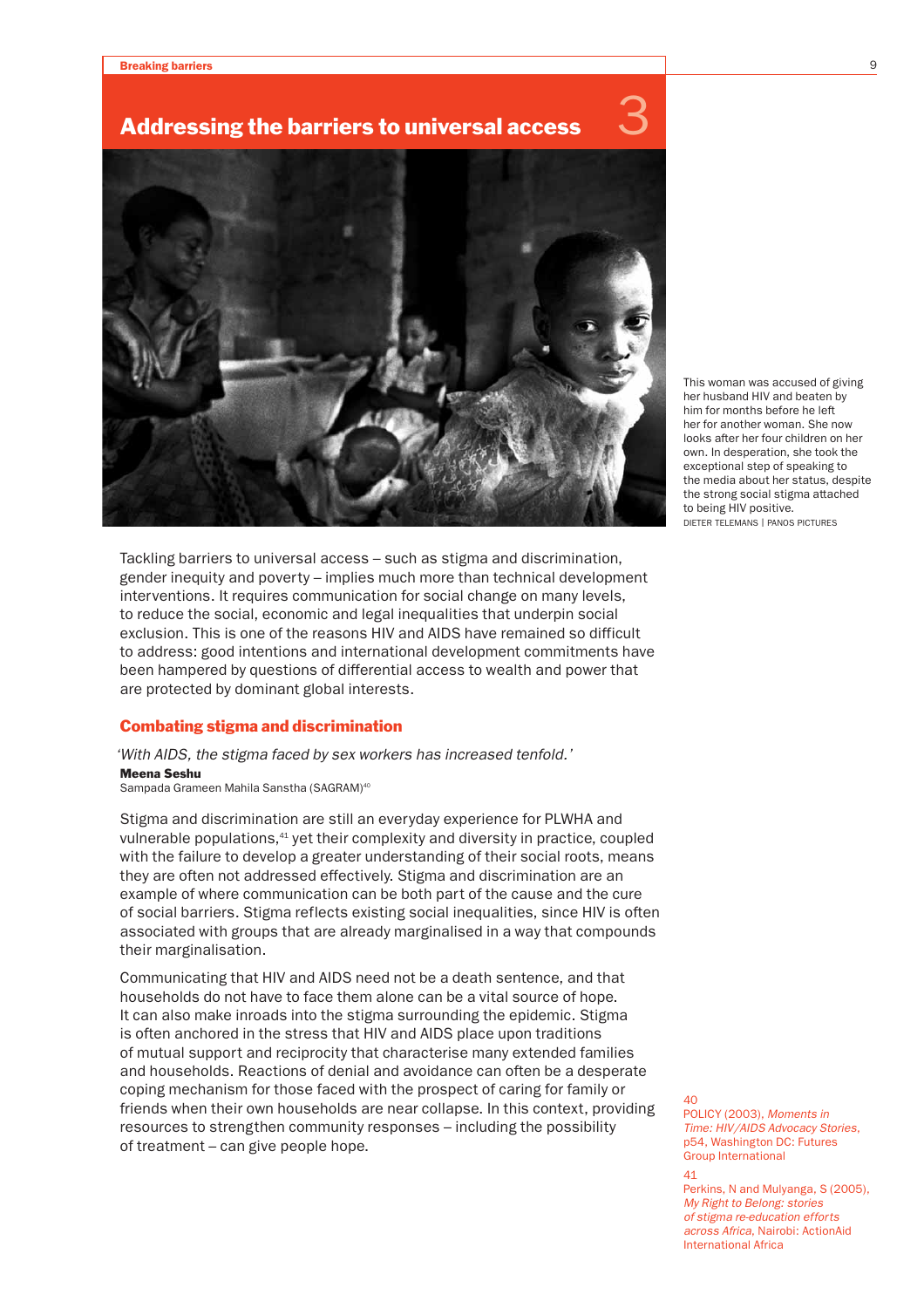# Addressing the barriers to universal access 3

This woman was accused of giving her husband HIV and beaten by him for months before he left her for another woman. She now looks after her four children on her own. In desperation, she took the exceptional step of speaking to the media about her status, despite the strong social stigma attached to being HIV positive.
DIETER TELEMANS | PANOS PICTURES

Tackling barriers to universal access – such as stigma and discrimination, gender inequity and poverty – implies much more than technical development interventions. It requires communication for social change on many levels, to reduce the social, economic and legal inequalities that underpin social exclusion. This is one of the reasons HIV and AIDS have remained so difficult to address: good intentions and international development commitments have been hampered by questions of differential access to wealth and power that are protected by dominant global interests.

## Combating stigma and discrimination

*'With AIDS, the stigma faced by sex workers has increased tenfold.'*
**Meena Seshu**
Sampada Grameen Mahila Sanstha (SAGRAM)[40]

Stigma and discrimination are still an everyday experience for PLWHA and vulnerable populations,[41] yet their complexity and diversity in practice, coupled with the failure to develop a greater understanding of their social roots, means they are often not addressed effectively. Stigma and discrimination are an example of where communication can be both part of the cause and the cure of social barriers. Stigma reflects existing social inequalities, since HIV is often associated with groups that are already marginalised in a way that compounds their marginalisation.

Communicating that HIV and AIDS need not be a death sentence, and that households do not have to face them alone can be a vital source of hope. It can also make inroads into the stigma surrounding the epidemic. Stigma is often anchored in the stress that HIV and AIDS place upon traditions of mutual support and reciprocity that characterise many extended families and households. Reactions of denial and avoidance can often be a desperate coping mechanism for those faced with the prospect of caring for family or friends when their own households are near collapse. In this context, providing resources to strengthen community responses – including the possibility of treatment – can give people hope.

40
POLICY (2003), *Moments in Time: HIV/AIDS Advocacy Stories*, p54, Washington DC: Futures Group International

41
Perkins, N and Mulyanga, S (2005), *My Right to Belong: stories of stigma re-education efforts across Africa*, Nairobi: ActionAid International Africa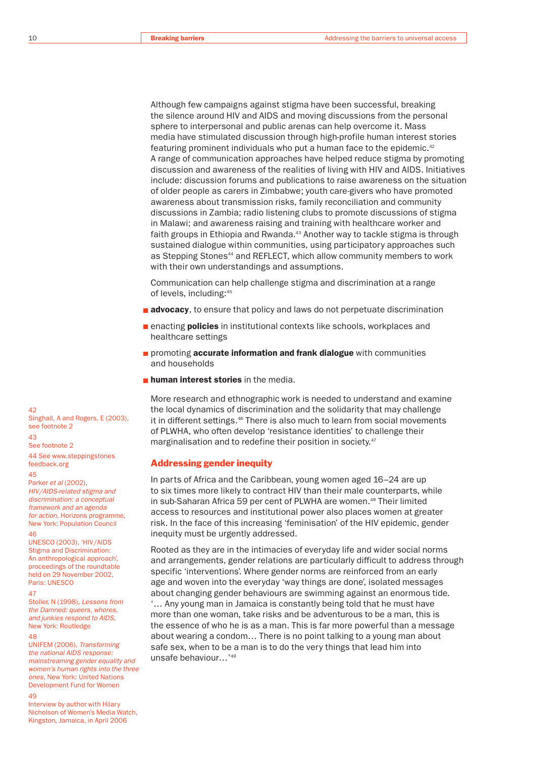Although few campaigns against stigma have been successful, breaking the silence around HIV and AIDS and moving discussions from the personal sphere to interpersonal and public arenas can help overcome it. Mass media have stimulated discussion through high-profile human interest stories featuring prominent individuals who put a human face to the epidemic.[42] A range of communication approaches have helped reduce stigma by promoting discussion and awareness of the realities of living with HIV and AIDS. Initiatives include: discussion forums and publications to raise awareness on the situation of older people as carers in Zimbabwe; youth care-givers who have promoted awareness about transmission risks, family reconciliation and community discussions in Zambia; radio listening clubs to promote discussions of stigma in Malawi; and awareness raising and training with healthcare worker and faith groups in Ethiopia and Rwanda.[43] Another way to tackle stigma is through sustained dialogue within communities, using participatory approaches such as Stepping Stones[44] and REFLECT, which allow community members to work with their own understandings and assumptions.

Communication can help challenge stigma and discrimination at a range of levels, including:[45]

- **advocacy**, to ensure that policy and laws do not perpetuate discrimination
- enacting **policies** in institutional contexts like schools, workplaces and healthcare settings
- promoting **accurate information and frank dialogue** with communities and households
- **human interest stories** in the media.

More research and ethnographic work is needed to understand and examine the local dynamics of discrimination and the solidarity that may challenge it in different settings.[46] There is also much to learn from social movements of PLWHA, who often develop 'resistance identities' to challenge their marginalisation and to redefine their position in society.[47]

## Addressing gender inequity

In parts of Africa and the Caribbean, young women aged 16–24 are up to six times more likely to contract HIV than their male counterparts, while in sub-Saharan Africa 59 per cent of PLWHA are women.[48] Their limited access to resources and institutional power also places women at greater risk. In the face of this increasing 'feminisation' of the HIV epidemic, gender inequity must be urgently addressed.

Rooted as they are in the intimacies of everyday life and wider social norms and arrangements, gender relations are particularly difficult to address through specific 'interventions'. Where gender norms are reinforced from an early age and woven into the everyday 'way things are done', isolated messages about changing gender behaviours are swimming against an enormous tide. '… Any young man in Jamaica is constantly being told that he must have more than one woman, take risks and be adventurous to be a man, this is the essence of who he is as a man. This is far more powerful than a message about wearing a condom… There is no point talking to a young man about safe sex, when to be a man is to do the very things that lead him into unsafe behaviour…'[49]

---

42
Singhall, A and Rogers, E (2003), see footnote 2

43
See footnote 2

44 See www.steppingstonesfeedback.org

45
Parker *et al* (2002), *HIV/AIDS-related stigma and discrimination: a conceptual framework and an agenda for action*, Horizons programme, New York: Population Council

46
UNESCO (2003), 'HIV/AIDS Stigma and Discrimination: An anthropological approach', proceedings of the roundtable held on 29 November 2002, Paris: UNESCO

47
Stoller, N (1998), *Lessons from the Damned: queers, whores, and junkies respond to AIDS*, New York: Routledge

48
UNIFEM (2006), *Transforming the national AIDS response: mainstreaming gender equality and women's human rights into the three ones*, New York: United Nations Development Fund for Women

49
Interview by author with Hilary Nicholson of Women's Media Watch, Kingston, Jamaica, in April 2006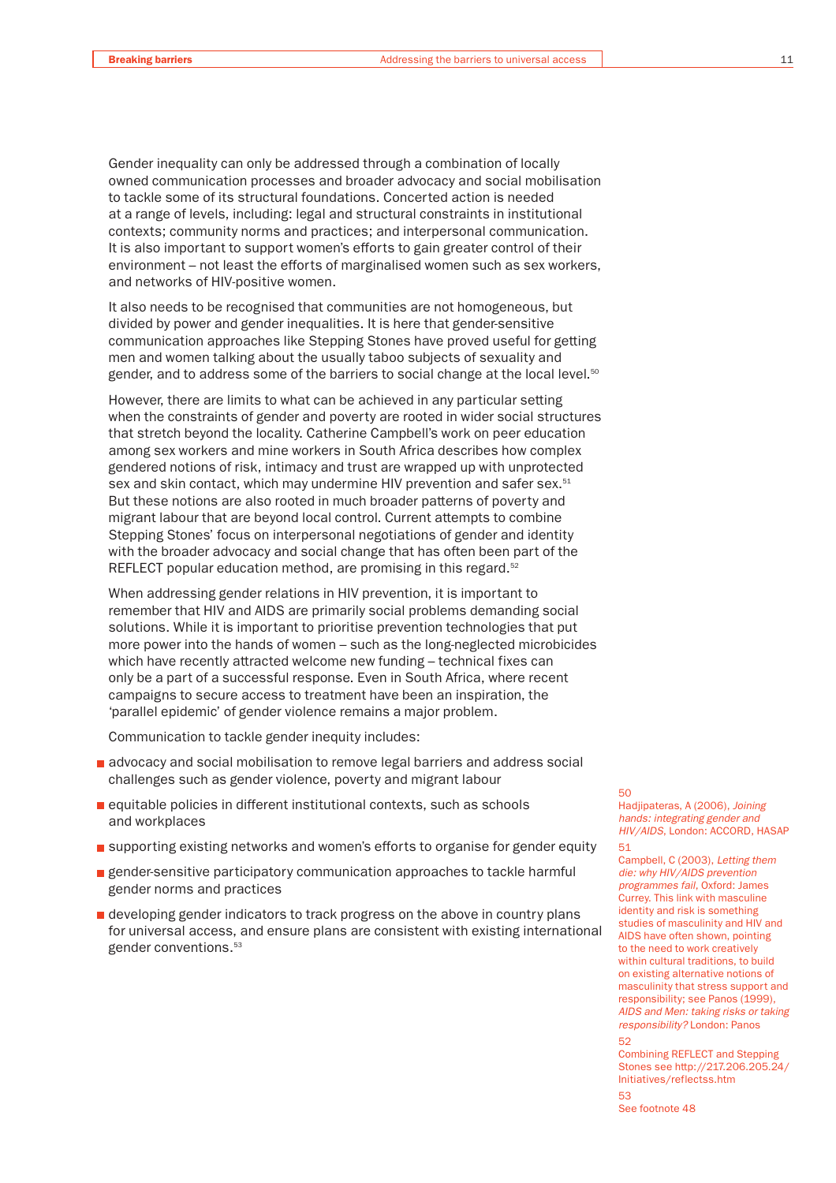Gender inequality can only be addressed through a combination of locally owned communication processes and broader advocacy and social mobilisation to tackle some of its structural foundations. Concerted action is needed at a range of levels, including: legal and structural constraints in institutional contexts; community norms and practices; and interpersonal communication. It is also important to support women's efforts to gain greater control of their environment – not least the efforts of marginalised women such as sex workers, and networks of HIV-positive women.

It also needs to be recognised that communities are not homogeneous, but divided by power and gender inequalities. It is here that gender-sensitive communication approaches like Stepping Stones have proved useful for getting men and women talking about the usually taboo subjects of sexuality and gender, and to address some of the barriers to social change at the local level.[50]

However, there are limits to what can be achieved in any particular setting when the constraints of gender and poverty are rooted in wider social structures that stretch beyond the locality. Catherine Campbell's work on peer education among sex workers and mine workers in South Africa describes how complex gendered notions of risk, intimacy and trust are wrapped up with unprotected sex and skin contact, which may undermine HIV prevention and safer sex.[51] But these notions are also rooted in much broader patterns of poverty and migrant labour that are beyond local control. Current attempts to combine Stepping Stones' focus on interpersonal negotiations of gender and identity with the broader advocacy and social change that has often been part of the REFLECT popular education method, are promising in this regard.[52]

When addressing gender relations in HIV prevention, it is important to remember that HIV and AIDS are primarily social problems demanding social solutions. While it is important to prioritise prevention technologies that put more power into the hands of women – such as the long-neglected microbicides which have recently attracted welcome new funding – technical fixes can only be a part of a successful response. Even in South Africa, where recent campaigns to secure access to treatment have been an inspiration, the 'parallel epidemic' of gender violence remains a major problem.

Communication to tackle gender inequity includes:

- advocacy and social mobilisation to remove legal barriers and address social challenges such as gender violence, poverty and migrant labour
- equitable policies in different institutional contexts, such as schools and workplaces
- supporting existing networks and women's efforts to organise for gender equity
- gender-sensitive participatory communication approaches to tackle harmful gender norms and practices
- developing gender indicators to track progress on the above in country plans for universal access, and ensure plans are consistent with existing international gender conventions.[53]

---

50
Hadjipateras, A (2006), *Joining hands: integrating gender and HIV/AIDS*, London: ACCORD, HASAP

51
Campbell, C (2003), *Letting them die: why HIV/AIDS prevention programmes fail*, Oxford: James Currey. This link with masculine identity and risk is something studies of masculinity and HIV and AIDS have often shown, pointing to the need to work creatively within cultural traditions, to build on existing alternative notions of masculinity that stress support and responsibility; see Panos (1999), *AIDS and Men: taking risks or taking responsibility?* London: Panos

52
Combining REFLECT and Stepping Stones see http://217.206.205.24/Initiatives/reflectss.htm

53
See footnote 48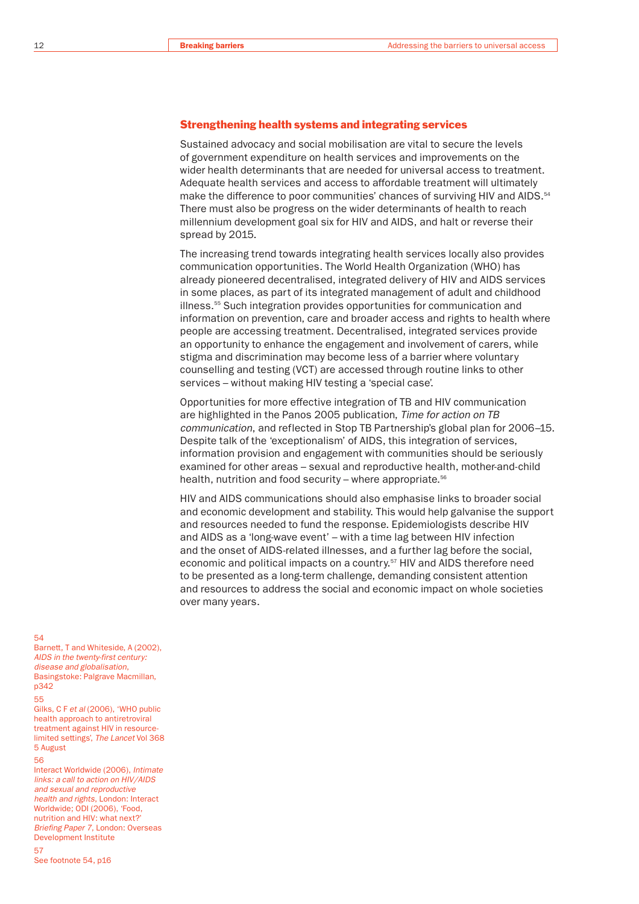## Strengthening health systems and integrating services

Sustained advocacy and social mobilisation are vital to secure the levels of government expenditure on health services and improvements on the wider health determinants that are needed for universal access to treatment. Adequate health services and access to affordable treatment will ultimately make the difference to poor communities' chances of surviving HIV and AIDS.[54] There must also be progress on the wider determinants of health to reach millennium development goal six for HIV and AIDS, and halt or reverse their spread by 2015.

The increasing trend towards integrating health services locally also provides communication opportunities. The World Health Organization (WHO) has already pioneered decentralised, integrated delivery of HIV and AIDS services in some places, as part of its integrated management of adult and childhood illness.[55] Such integration provides opportunities for communication and information on prevention, care and broader access and rights to health where people are accessing treatment. Decentralised, integrated services provide an opportunity to enhance the engagement and involvement of carers, while stigma and discrimination may become less of a barrier where voluntary counselling and testing (VCT) are accessed through routine links to other services – without making HIV testing a 'special case'.

Opportunities for more effective integration of TB and HIV communication are highlighted in the Panos 2005 publication, *Time for action on TB communication*, and reflected in Stop TB Partnership's global plan for 2006–15. Despite talk of the 'exceptionalism' of AIDS, this integration of services, information provision and engagement with communities should be seriously examined for other areas – sexual and reproductive health, mother-and-child health, nutrition and food security – where appropriate.[56]

HIV and AIDS communications should also emphasise links to broader social and economic development and stability. This would help galvanise the support and resources needed to fund the response. Epidemiologists describe HIV and AIDS as a 'long-wave event' – with a time lag between HIV infection and the onset of AIDS-related illnesses, and a further lag before the social, economic and political impacts on a country.[57] HIV and AIDS therefore need to be presented as a long-term challenge, demanding consistent attention and resources to address the social and economic impact on whole societies over many years.

54
Barnett, T and Whiteside, A (2002), *AIDS in the twenty-first century: disease and globalisation*, Basingstoke: Palgrave Macmillan, p342

55
Gilks, C F *et al* (2006), 'WHO public health approach to antiretroviral treatment against HIV in resource-limited settings', *The Lancet* Vol 368 5 August

56
Interact Worldwide (2006), *Intimate links: a call to action on HIV/AIDS and sexual and reproductive health and rights*, London: Interact Worldwide; ODI (2006), 'Food, nutrition and HIV: what next?' *Briefing Paper 7*, London: Overseas Development Institute

57
See footnote 54, p16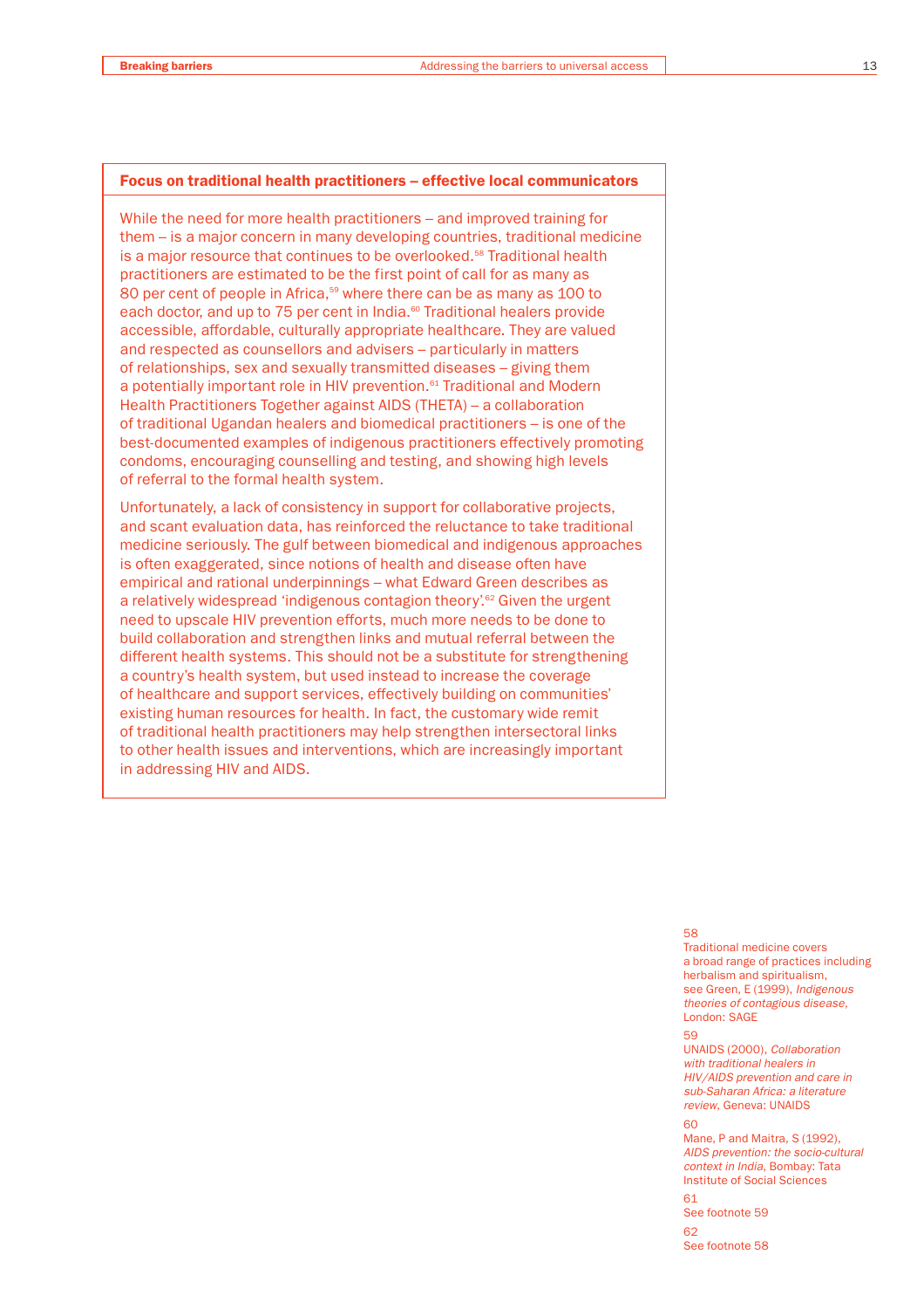## Focus on traditional health practitioners – effective local communicators

While the need for more health practitioners – and improved training for them – is a major concern in many developing countries, traditional medicine is a major resource that continues to be overlooked.[58] Traditional health practitioners are estimated to be the first point of call for as many as 80 per cent of people in Africa,[59] where there can be as many as 100 to each doctor, and up to 75 per cent in India.[60] Traditional healers provide accessible, affordable, culturally appropriate healthcare. They are valued and respected as counsellors and advisers – particularly in matters of relationships, sex and sexually transmitted diseases – giving them a potentially important role in HIV prevention.[61] Traditional and Modern Health Practitioners Together against AIDS (THETA) – a collaboration of traditional Ugandan healers and biomedical practitioners – is one of the best-documented examples of indigenous practitioners effectively promoting condoms, encouraging counselling and testing, and showing high levels of referral to the formal health system.

Unfortunately, a lack of consistency in support for collaborative projects, and scant evaluation data, has reinforced the reluctance to take traditional medicine seriously. The gulf between biomedical and indigenous approaches is often exaggerated, since notions of health and disease often have empirical and rational underpinnings – what Edward Green describes as a relatively widespread 'indigenous contagion theory'.[62] Given the urgent need to upscale HIV prevention efforts, much more needs to be done to build collaboration and strengthen links and mutual referral between the different health systems. This should not be a substitute for strengthening a country's health system, but used instead to increase the coverage of healthcare and support services, effectively building on communities' existing human resources for health. In fact, the customary wide remit of traditional health practitioners may help strengthen intersectoral links to other health issues and interventions, which are increasingly important in addressing HIV and AIDS.

58
Traditional medicine covers a broad range of practices including herbalism and spiritualism, see Green, E (1999), *Indigenous theories of contagious disease*, London: SAGE

59
UNAIDS (2000), *Collaboration with traditional healers in HIV/AIDS prevention and care in sub-Saharan Africa: a literature review*, Geneva: UNAIDS

60
Mane, P and Maitra, S (1992), *AIDS prevention: the socio-cultural context in India*, Bombay: Tata Institute of Social Sciences

61
See footnote 59

62
See footnote 58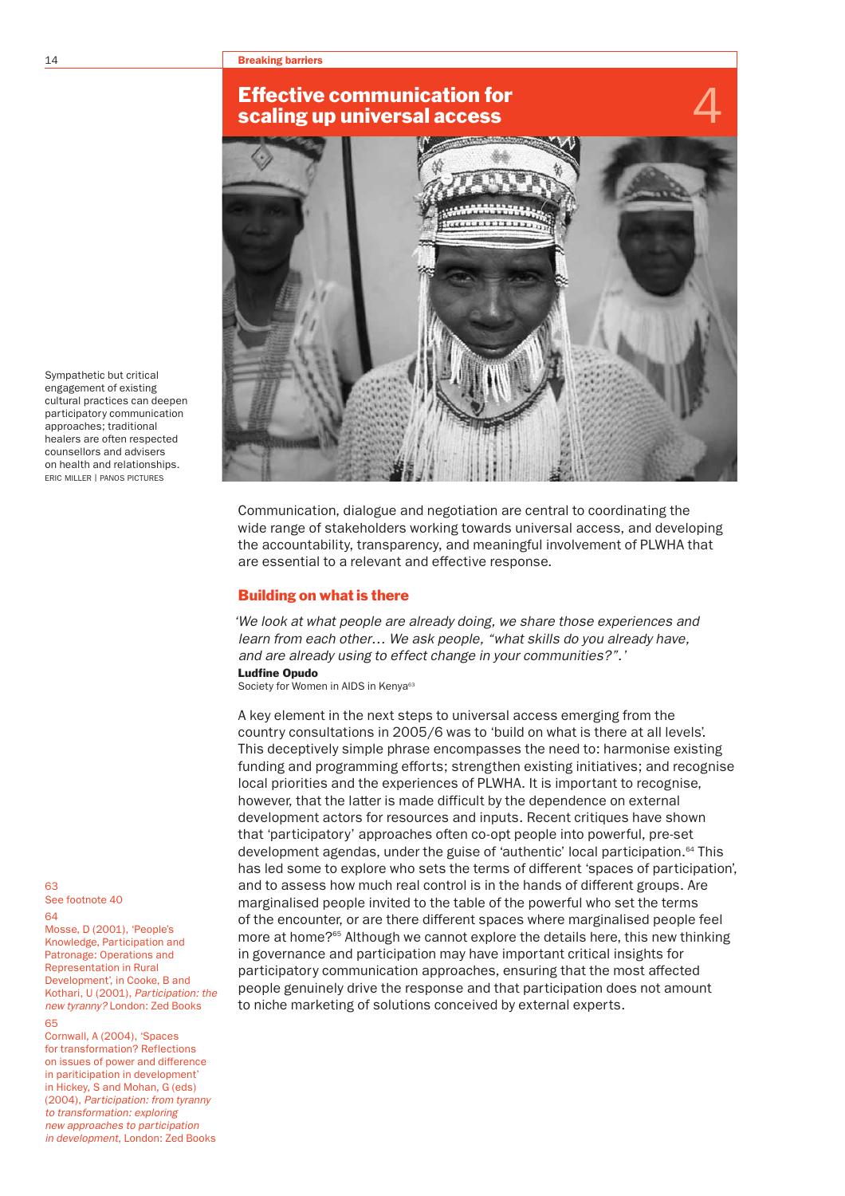# Effective communication for scaling up universal access

## 4

Sympathetic but critical engagement of existing cultural practices can deepen participatory communication approaches; traditional healers are often respected counsellors and advisers on health and relationships.
ERIC MILLER | PANOS PICTURES

Communication, dialogue and negotiation are central to coordinating the wide range of stakeholders working towards universal access, and developing the accountability, transparency, and meaningful involvement of PLWHA that are essential to a relevant and effective response.

## Building on what is there

*'We look at what people are already doing, we share those experiences and learn from each other… We ask people, "what skills do you already have, and are already using to effect change in your communities?".'*

**Ludfine Opudo**
Society for Women in AIDS in Kenya[63]

A key element in the next steps to universal access emerging from the country consultations in 2005/6 was to 'build on what is there at all levels'. This deceptively simple phrase encompasses the need to: harmonise existing funding and programming efforts; strengthen existing initiatives; and recognise local priorities and the experiences of PLWHA. It is important to recognise, however, that the latter is made difficult by the dependence on external development actors for resources and inputs. Recent critiques have shown that 'participatory' approaches often co-opt people into powerful, pre-set development agendas, under the guise of 'authentic' local participation.[64] This has led some to explore who sets the terms of different 'spaces of participation', and to assess how much real control is in the hands of different groups. Are marginalised people invited to the table of the powerful who set the terms of the encounter, or are there different spaces where marginalised people feel more at home?[65] Although we cannot explore the details here, this new thinking in governance and participation may have important critical insights for participatory communication approaches, ensuring that the most affected people genuinely drive the response and that participation does not amount to niche marketing of solutions conceived by external experts.

63
See footnote 40

64
Mosse, D (2001), 'People's Knowledge, Participation and Patronage: Operations and Representation in Rural Development', in Cooke, B and Kothari, U (2001), *Participation: the new tyranny?* London: Zed Books

65
Cornwall, A (2004), 'Spaces for transformation? Reflections on issues of power and difference in pariticipation in development' in Hickey, S and Mohan, G (eds) (2004), *Participation: from tyranny to transformation: exploring new approaches to participation in development*, London: Zed Books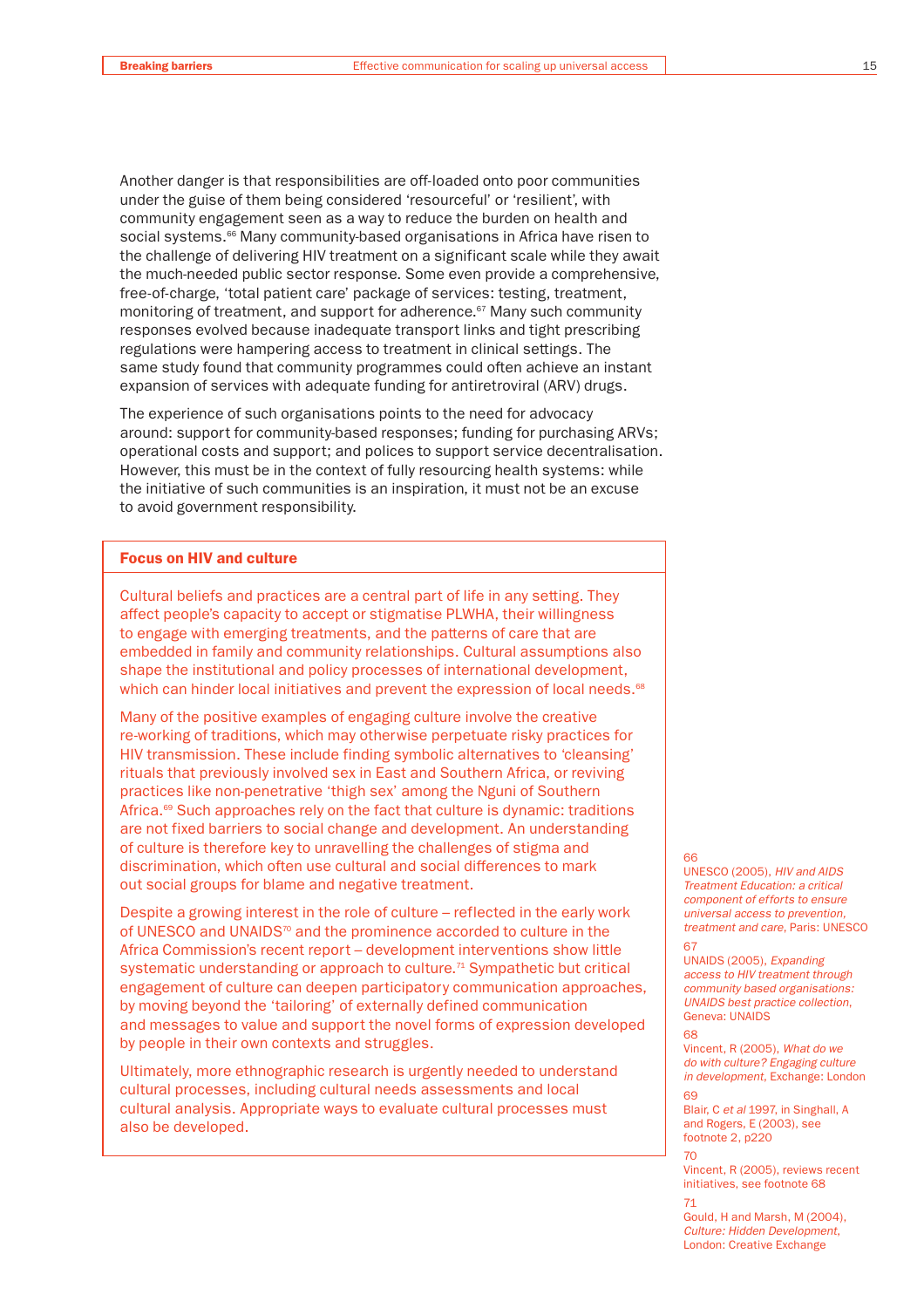Another danger is that responsibilities are off-loaded onto poor communities under the guise of them being considered 'resourceful' or 'resilient', with community engagement seen as a way to reduce the burden on health and social systems.[66] Many community-based organisations in Africa have risen to the challenge of delivering HIV treatment on a significant scale while they await the much-needed public sector response. Some even provide a comprehensive, free-of-charge, 'total patient care' package of services: testing, treatment, monitoring of treatment, and support for adherence.[67] Many such community responses evolved because inadequate transport links and tight prescribing regulations were hampering access to treatment in clinical settings. The same study found that community programmes could often achieve an instant expansion of services with adequate funding for antiretroviral (ARV) drugs.

The experience of such organisations points to the need for advocacy around: support for community-based responses; funding for purchasing ARVs; operational costs and support; and polices to support service decentralisation. However, this must be in the context of fully resourcing health systems: while the initiative of such communities is an inspiration, it must not be an excuse to avoid government responsibility.

## Focus on HIV and culture

Cultural beliefs and practices are a central part of life in any setting. They affect people's capacity to accept or stigmatise PLWHA, their willingness to engage with emerging treatments, and the patterns of care that are embedded in family and community relationships. Cultural assumptions also shape the institutional and policy processes of international development, which can hinder local initiatives and prevent the expression of local needs.[68]

Many of the positive examples of engaging culture involve the creative re-working of traditions, which may otherwise perpetuate risky practices for HIV transmission. These include finding symbolic alternatives to 'cleansing' rituals that previously involved sex in East and Southern Africa, or reviving practices like non-penetrative 'thigh sex' among the Nguni of Southern Africa.[69] Such approaches rely on the fact that culture is dynamic: traditions are not fixed barriers to social change and development. An understanding of culture is therefore key to unravelling the challenges of stigma and discrimination, which often use cultural and social differences to mark out social groups for blame and negative treatment.

Despite a growing interest in the role of culture – reflected in the early work of UNESCO and UNAIDS[70] and the prominence accorded to culture in the Africa Commission's recent report – development interventions show little systematic understanding or approach to culture.[71] Sympathetic but critical engagement of culture can deepen participatory communication approaches, by moving beyond the 'tailoring' of externally defined communication and messages to value and support the novel forms of expression developed by people in their own contexts and struggles.

Ultimately, more ethnographic research is urgently needed to understand cultural processes, including cultural needs assessments and local cultural analysis. Appropriate ways to evaluate cultural processes must also be developed.

66
UNESCO (2005), *HIV and AIDS Treatment Education: a critical component of efforts to ensure universal access to prevention, treatment and care*, Paris: UNESCO

67
UNAIDS (2005), *Expanding access to HIV treatment through community based organisations: UNAIDS best practice collection*, Geneva: UNAIDS

68
Vincent, R (2005), *What do we do with culture? Engaging culture in development*, Exchange: London

69
Blair, C *et al* 1997, in Singhall, A and Rogers, E (2003), see footnote 2, p220

70
Vincent, R (2005), reviews recent initiatives, see footnote 68

71
Gould, H and Marsh, M (2004), *Culture: Hidden Development*, London: Creative Exchange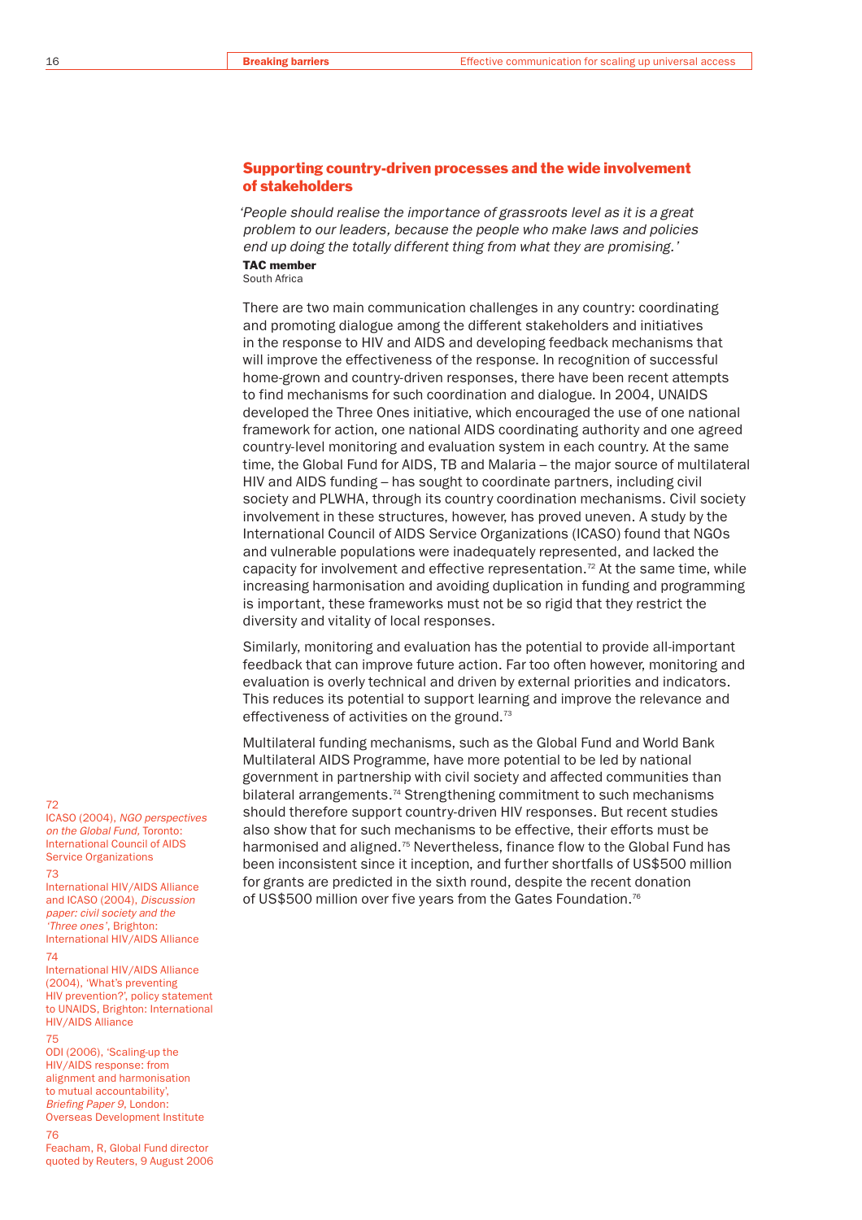## Supporting country-driven processes and the wide involvement of stakeholders

*'People should realise the importance of grassroots level as it is a great problem to our leaders, because the people who make laws and policies end up doing the totally different thing from what they are promising.'*

**TAC member**
South Africa

There are two main communication challenges in any country: coordinating and promoting dialogue among the different stakeholders and initiatives in the response to HIV and AIDS and developing feedback mechanisms that will improve the effectiveness of the response. In recognition of successful home-grown and country-driven responses, there have been recent attempts to find mechanisms for such coordination and dialogue. In 2004, UNAIDS developed the Three Ones initiative, which encouraged the use of one national framework for action, one national AIDS coordinating authority and one agreed country-level monitoring and evaluation system in each country. At the same time, the Global Fund for AIDS, TB and Malaria – the major source of multilateral HIV and AIDS funding – has sought to coordinate partners, including civil society and PLWHA, through its country coordination mechanisms. Civil society involvement in these structures, however, has proved uneven. A study by the International Council of AIDS Service Organizations (ICASO) found that NGOs and vulnerable populations were inadequately represented, and lacked the capacity for involvement and effective representation.[72] At the same time, while increasing harmonisation and avoiding duplication in funding and programming is important, these frameworks must not be so rigid that they restrict the diversity and vitality of local responses.

Similarly, monitoring and evaluation has the potential to provide all-important feedback that can improve future action. Far too often however, monitoring and evaluation is overly technical and driven by external priorities and indicators. This reduces its potential to support learning and improve the relevance and effectiveness of activities on the ground.[73]

Multilateral funding mechanisms, such as the Global Fund and World Bank Multilateral AIDS Programme, have more potential to be led by national government in partnership with civil society and affected communities than bilateral arrangements.[74] Strengthening commitment to such mechanisms should therefore support country-driven HIV responses. But recent studies also show that for such mechanisms to be effective, their efforts must be harmonised and aligned.[75] Nevertheless, finance flow to the Global Fund has been inconsistent since its inception, and further shortfalls of US$500 million for grants are predicted in the sixth round, despite the recent donation of US$500 million over five years from the Gates Foundation.[76]

---

72
ICASO (2004), *NGO perspectives on the Global Fund*, Toronto: International Council of AIDS Service Organizations

73
International HIV/AIDS Alliance and ICASO (2004), *Discussion paper: civil society and the 'Three ones'*, Brighton: International HIV/AIDS Alliance

74
International HIV/AIDS Alliance (2004), 'What's preventing HIV prevention?', policy statement to UNAIDS, Brighton: International HIV/AIDS Alliance

75
ODI (2006), 'Scaling-up the HIV/AIDS response: from alignment and harmonisation to mutual accountability', *Briefing Paper 9*, London: Overseas Development Institute

76
Feacham, R, Global Fund director quoted by Reuters, 9 August 2006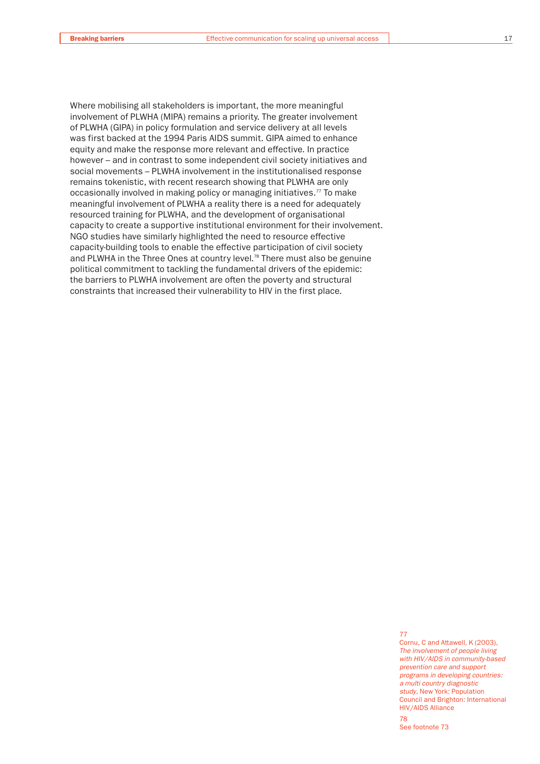Where mobilising all stakeholders is important, the more meaningful involvement of PLWHA (MIPA) remains a priority. The greater involvement of PLWHA (GIPA) in policy formulation and service delivery at all levels was first backed at the 1994 Paris AIDS summit. GIPA aimed to enhance equity and make the response more relevant and effective. In practice however – and in contrast to some independent civil society initiatives and social movements – PLWHA involvement in the institutionalised response remains tokenistic, with recent research showing that PLWHA are only occasionally involved in making policy or managing initiatives.[77] To make meaningful involvement of PLWHA a reality there is a need for adequately resourced training for PLWHA, and the development of organisational capacity to create a supportive institutional environment for their involvement. NGO studies have similarly highlighted the need to resource effective capacity-building tools to enable the effective participation of civil society and PLWHA in the Three Ones at country level.[78] There must also be genuine political commitment to tackling the fundamental drivers of the epidemic: the barriers to PLWHA involvement are often the poverty and structural constraints that increased their vulnerability to HIV in the first place.

77
Cornu, C and Attawell, K (2003), *The involvement of people living with HIV/AIDS in community-based prevention care and support programs in developing countries: a multi country diagnostic study*, New York: Population Council and Brighton: International HIV/AIDS Alliance

78
See footnote 73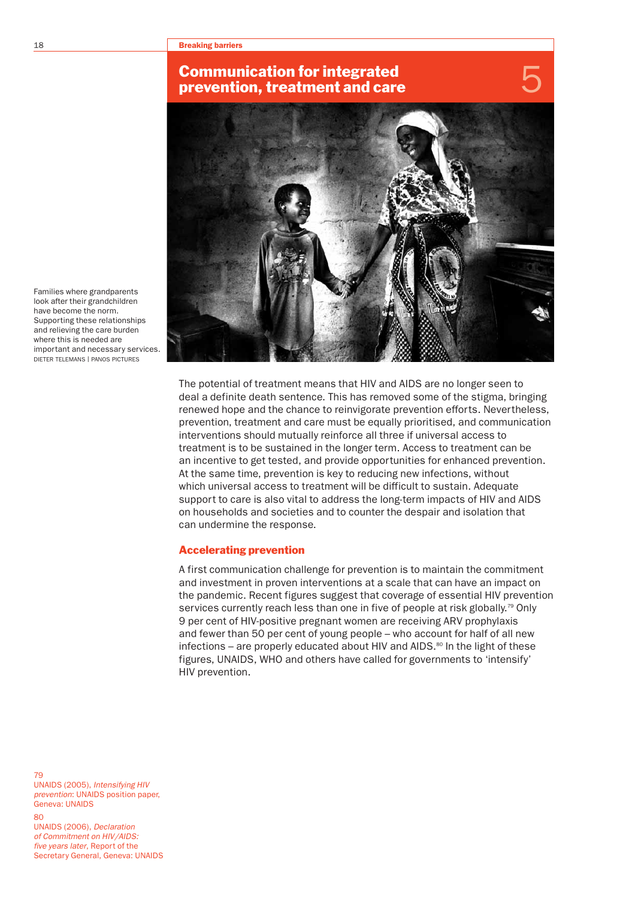# Communication for integrated prevention, treatment and care

5

Families where grandparents look after their grandchildren have become the norm. Supporting these relationships and relieving the care burden where this is needed are important and necessary services.
DIETER TELEMANS | PANOS PICTURES

The potential of treatment means that HIV and AIDS are no longer seen to deal a definite death sentence. This has removed some of the stigma, bringing renewed hope and the chance to reinvigorate prevention efforts. Nevertheless, prevention, treatment and care must be equally prioritised, and communication interventions should mutually reinforce all three if universal access to treatment is to be sustained in the longer term. Access to treatment can be an incentive to get tested, and provide opportunities for enhanced prevention. At the same time, prevention is key to reducing new infections, without which universal access to treatment will be difficult to sustain. Adequate support to care is also vital to address the long-term impacts of HIV and AIDS on households and societies and to counter the despair and isolation that can undermine the response.

## Accelerating prevention

A first communication challenge for prevention is to maintain the commitment and investment in proven interventions at a scale that can have an impact on the pandemic. Recent figures suggest that coverage of essential HIV prevention services currently reach less than one in five of people at risk globally.[79] Only 9 per cent of HIV-positive pregnant women are receiving ARV prophylaxis and fewer than 50 per cent of young people – who account for half of all new infections – are properly educated about HIV and AIDS.[80] In the light of these figures, UNAIDS, WHO and others have called for governments to 'intensify' HIV prevention.

79
UNAIDS (2005), *Intensifying HIV prevention*: UNAIDS position paper, Geneva: UNAIDS

80
UNAIDS (2006), *Declaration of Commitment on HIV/AIDS: five years later*, Report of the Secretary General, Geneva: UNAIDS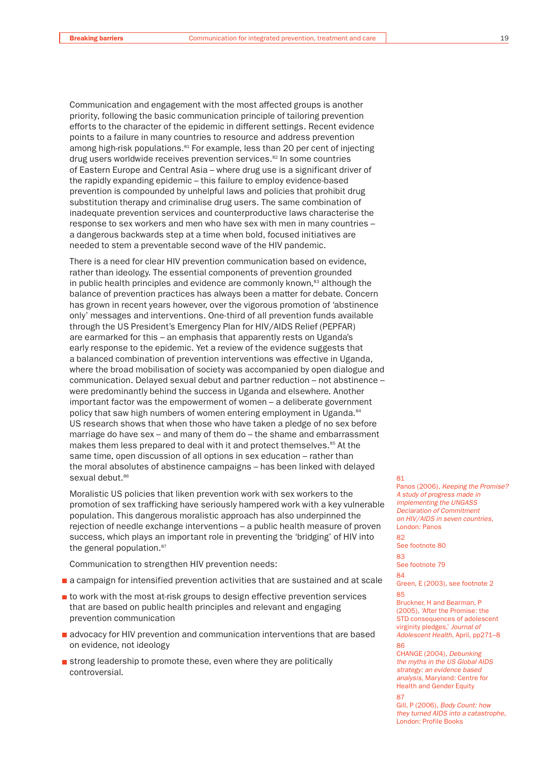Communication and engagement with the most affected groups is another priority, following the basic communication principle of tailoring prevention efforts to the character of the epidemic in different settings. Recent evidence points to a failure in many countries to resource and address prevention among high-risk populations.[81] For example, less than 20 per cent of injecting drug users worldwide receives prevention services.[82] In some countries of Eastern Europe and Central Asia – where drug use is a significant driver of the rapidly expanding epidemic – this failure to employ evidence-based prevention is compounded by unhelpful laws and policies that prohibit drug substitution therapy and criminalise drug users. The same combination of inadequate prevention services and counterproductive laws characterise the response to sex workers and men who have sex with men in many countries – a dangerous backwards step at a time when bold, focused initiatives are needed to stem a preventable second wave of the HIV pandemic.

There is a need for clear HIV prevention communication based on evidence, rather than ideology. The essential components of prevention grounded in public health principles and evidence are commonly known,[83] although the balance of prevention practices has always been a matter for debate. Concern has grown in recent years however, over the vigorous promotion of 'abstinence only' messages and interventions. One-third of all prevention funds available through the US President's Emergency Plan for HIV/AIDS Relief (PEPFAR) are earmarked for this – an emphasis that apparently rests on Uganda's early response to the epidemic. Yet a review of the evidence suggests that a balanced combination of prevention interventions was effective in Uganda, where the broad mobilisation of society was accompanied by open dialogue and communication. Delayed sexual debut and partner reduction – not abstinence – were predominantly behind the success in Uganda and elsewhere. Another important factor was the empowerment of women – a deliberate government policy that saw high numbers of women entering employment in Uganda.[84] US research shows that when those who have taken a pledge of no sex before marriage do have sex – and many of them do – the shame and embarrassment makes them less prepared to deal with it and protect themselves.[85] At the same time, open discussion of all options in sex education – rather than the moral absolutes of abstinence campaigns – has been linked with delayed sexual debut.[86]

Moralistic US policies that liken prevention work with sex workers to the promotion of sex trafficking have seriously hampered work with a key vulnerable population. This dangerous moralistic approach has also underpinned the rejection of needle exchange interventions – a public health measure of proven success, which plays an important role in preventing the 'bridging' of HIV into the general population.[87]

Communication to strengthen HIV prevention needs:

- a campaign for intensified prevention activities that are sustained and at scale
- to work with the most at-risk groups to design effective prevention services that are based on public health principles and relevant and engaging prevention communication
- advocacy for HIV prevention and communication interventions that are based on evidence, not ideology
- strong leadership to promote these, even where they are politically controversial.

81 Panos (2006), *Keeping the Promise? A study of progress made in implementing the UNGASS Declaration of Commitment on HIV/AIDS in seven countries*, London: Panos

82 See footnote 80

83 See footnote 79

84 Green, E (2003), see footnote 2

85 Bruckner, H and Bearman, P (2005), 'After the Promise: the STD consequences of adolescent virginity pledges,' *Journal of Adolescent Health*, April, pp271–8

86 CHANGE (2004), *Debunking the myths in the US Global AIDS strategy: an evidence based analysis*, Maryland: Centre for Health and Gender Equity

87 Gill, P (2006), *Body Count: how they turned AIDS into a catastrophe*, London: Profile Books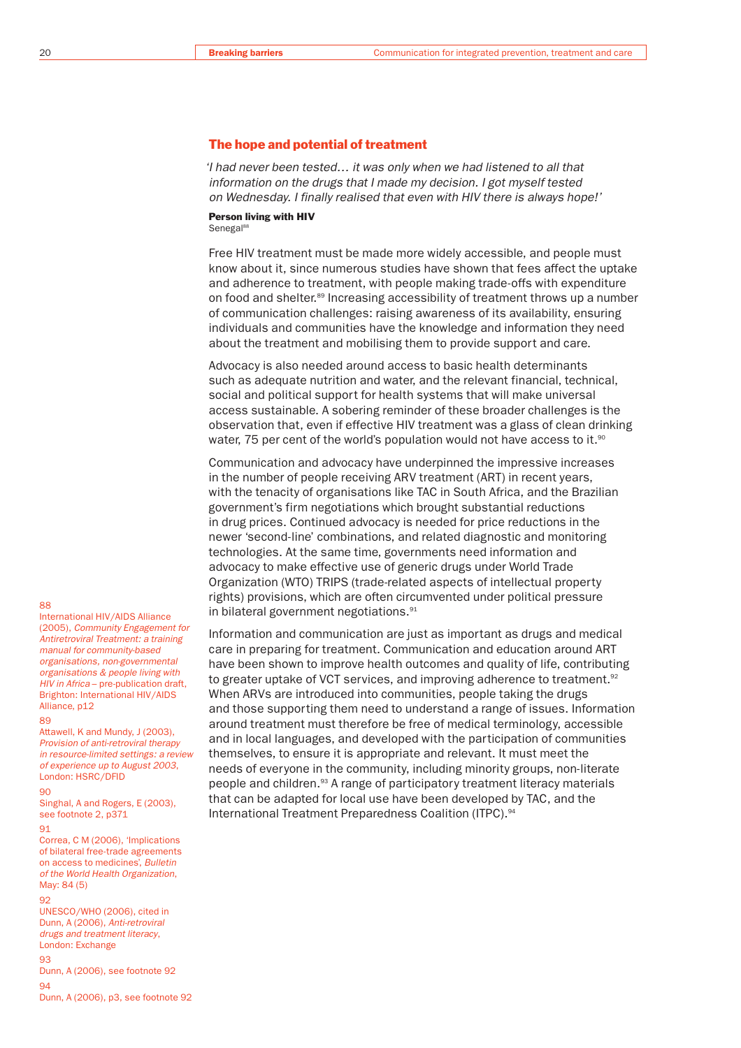## The hope and potential of treatment

*'I had never been tested… it was only when we had listened to all that information on the drugs that I made my decision. I got myself tested on Wednesday. I finally realised that even with HIV there is always hope!'*

**Person living with HIV**
Senegal[88]

Free HIV treatment must be made more widely accessible, and people must know about it, since numerous studies have shown that fees affect the uptake and adherence to treatment, with people making trade-offs with expenditure on food and shelter.[89] Increasing accessibility of treatment throws up a number of communication challenges: raising awareness of its availability, ensuring individuals and communities have the knowledge and information they need about the treatment and mobilising them to provide support and care.

Advocacy is also needed around access to basic health determinants such as adequate nutrition and water, and the relevant financial, technical, social and political support for health systems that will make universal access sustainable. A sobering reminder of these broader challenges is the observation that, even if effective HIV treatment was a glass of clean drinking water, 75 per cent of the world's population would not have access to it.[90]

Communication and advocacy have underpinned the impressive increases in the number of people receiving ARV treatment (ART) in recent years, with the tenacity of organisations like TAC in South Africa, and the Brazilian government's firm negotiations which brought substantial reductions in drug prices. Continued advocacy is needed for price reductions in the newer 'second-line' combinations, and related diagnostic and monitoring technologies. At the same time, governments need information and advocacy to make effective use of generic drugs under World Trade Organization (WTO) TRIPS (trade-related aspects of intellectual property rights) provisions, which are often circumvented under political pressure in bilateral government negotiations.[91]

Information and communication are just as important as drugs and medical care in preparing for treatment. Communication and education around ART have been shown to improve health outcomes and quality of life, contributing to greater uptake of VCT services, and improving adherence to treatment.[92] When ARVs are introduced into communities, people taking the drugs and those supporting them need to understand a range of issues. Information around treatment must therefore be free of medical terminology, accessible and in local languages, and developed with the participation of communities themselves, to ensure it is appropriate and relevant. It must meet the needs of everyone in the community, including minority groups, non-literate people and children.[93] A range of participatory treatment literacy materials that can be adapted for local use have been developed by TAC, and the International Treatment Preparedness Coalition (ITPC).[94]

---

88
International HIV/AIDS Alliance (2005), *Community Engagement for Antiretroviral Treatment: a training manual for community-based organisations, non-governmental organisations & people living with HIV in Africa* – pre-publication draft, Brighton: International HIV/AIDS Alliance, p12

89
Attawell, K and Mundy, J (2003), *Provision of anti-retroviral therapy in resource-limited settings: a review of experience up to August 2003*, London: HSRC/DFID

90
Singhal, A and Rogers, E (2003), see footnote 2, p371

91
Correa, C M (2006), 'Implications of bilateral free-trade agreements on access to medicines', *Bulletin of the World Health Organization*, May: 84 (5)

92
UNESCO/WHO (2006), cited in Dunn, A (2006), *Anti-retroviral drugs and treatment literacy*, London: Exchange

93
Dunn, A (2006), see footnote 92

94
Dunn, A (2006), p3, see footnote 92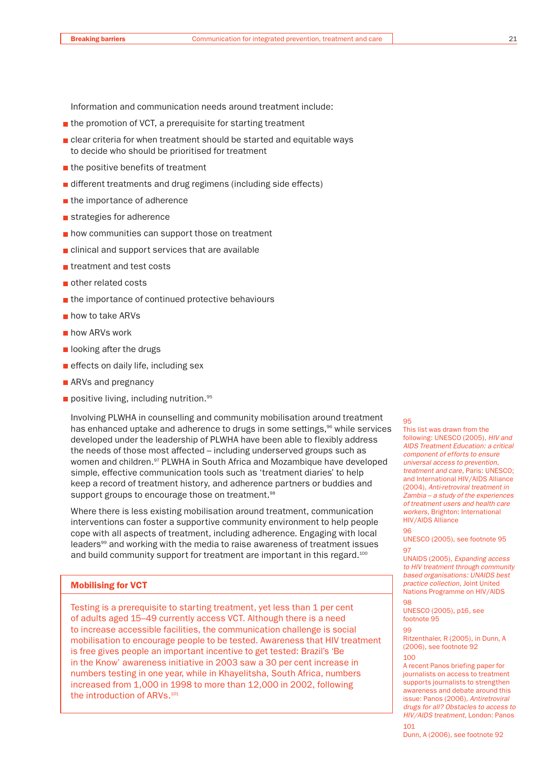Information and communication needs around treatment include:

- the promotion of VCT, a prerequisite for starting treatment
- clear criteria for when treatment should be started and equitable ways to decide who should be prioritised for treatment
- the positive benefits of treatment
- different treatments and drug regimens (including side effects)
- the importance of adherence
- strategies for adherence
- how communities can support those on treatment
- clinical and support services that are available
- treatment and test costs
- other related costs
- the importance of continued protective behaviours
- how to take ARVs
- how ARVs work
- looking after the drugs
- effects on daily life, including sex
- ARVs and pregnancy
- positive living, including nutrition.[95]

Involving PLWHA in counselling and community mobilisation around treatment has enhanced uptake and adherence to drugs in some settings,[96] while services developed under the leadership of PLWHA have been able to flexibly address the needs of those most affected – including underserved groups such as women and children.[97] PLWHA in South Africa and Mozambique have developed simple, effective communication tools such as 'treatment diaries' to help keep a record of treatment history, and adherence partners or buddies and support groups to encourage those on treatment.[98]

Where there is less existing mobilisation around treatment, communication interventions can foster a supportive community environment to help people cope with all aspects of treatment, including adherence. Engaging with local leaders[99] and working with the media to raise awareness of treatment issues and build community support for treatment are important in this regard.[100]

## Mobilising for VCT

Testing is a prerequisite to starting treatment, yet less than 1 per cent of adults aged 15–49 currently access VCT. Although there is a need to increase accessible facilities, the communication challenge is social mobilisation to encourage people to be tested. Awareness that HIV treatment is free gives people an important incentive to get tested: Brazil's 'Be in the Know' awareness initiative in 2003 saw a 30 per cent increase in numbers testing in one year, while in Khayelitsha, South Africa, numbers increased from 1,000 in 1998 to more than 12,000 in 2002, following the introduction of ARVs.[101]

---

95
This list was drawn from the following: UNESCO (2005), *HIV and AIDS Treatment Education: a critical component of efforts to ensure universal access to prevention, treatment and care*, Paris: UNESCO; and International HIV/AIDS Alliance (2004), *Anti-retroviral treatment in Zambia – a study of the experiences of treatment users and health care workers*, Brighton: International HIV/AIDS Alliance

96
UNESCO (2005), see footnote 95

97
UNAIDS (2005), *Expanding access to HIV treatment through community based organisations: UNAIDS best practice collection*, Joint United Nations Programme on HIV/AIDS

98
UNESCO (2005), p16, see footnote 95

99
Ritzenthaler, R (2005), in Dunn, A (2006), see footnote 92

100
A recent Panos briefing paper for journalists on access to treatment supports journalists to strengthen awareness and debate around this issue: Panos (2006), *Antiretroviral drugs for all? Obstacles to access to HIV/AIDS treatment*, London: Panos

101
Dunn, A (2006), see footnote 92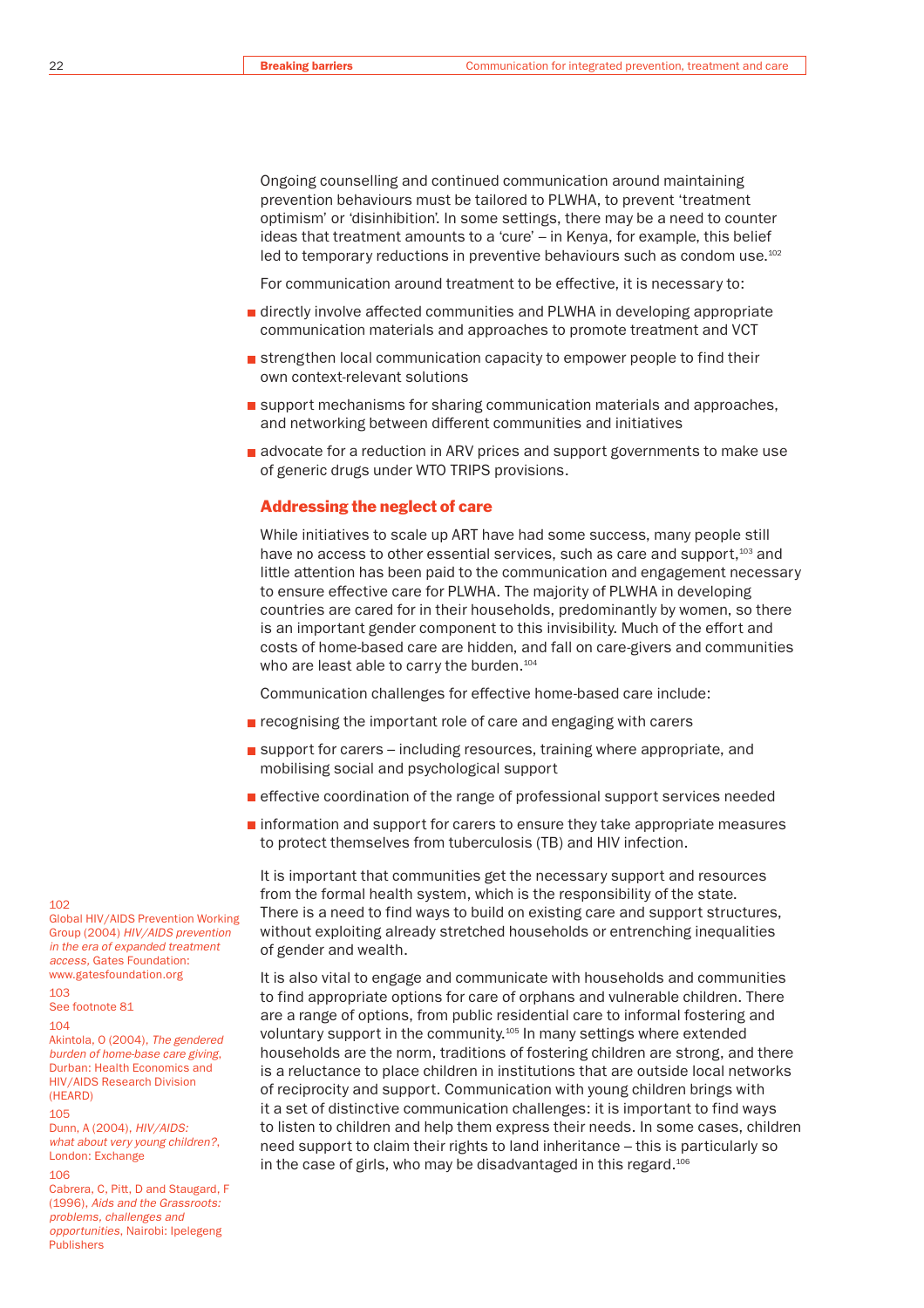Ongoing counselling and continued communication around maintaining prevention behaviours must be tailored to PLWHA, to prevent 'treatment optimism' or 'disinhibition'. In some settings, there may be a need to counter ideas that treatment amounts to a 'cure' – in Kenya, for example, this belief led to temporary reductions in preventive behaviours such as condom use.[102]

For communication around treatment to be effective, it is necessary to:

- directly involve affected communities and PLWHA in developing appropriate communication materials and approaches to promote treatment and VCT
- strengthen local communication capacity to empower people to find their own context-relevant solutions
- support mechanisms for sharing communication materials and approaches, and networking between different communities and initiatives
- advocate for a reduction in ARV prices and support governments to make use of generic drugs under WTO TRIPS provisions.

## Addressing the neglect of care

While initiatives to scale up ART have had some success, many people still have no access to other essential services, such as care and support,[103] and little attention has been paid to the communication and engagement necessary to ensure effective care for PLWHA. The majority of PLWHA in developing countries are cared for in their households, predominantly by women, so there is an important gender component to this invisibility. Much of the effort and costs of home-based care are hidden, and fall on care-givers and communities who are least able to carry the burden.[104]

Communication challenges for effective home-based care include:

- recognising the important role of care and engaging with carers
- support for carers – including resources, training where appropriate, and mobilising social and psychological support
- effective coordination of the range of professional support services needed
- information and support for carers to ensure they take appropriate measures to protect themselves from tuberculosis (TB) and HIV infection.

It is important that communities get the necessary support and resources from the formal health system, which is the responsibility of the state. There is a need to find ways to build on existing care and support structures, without exploiting already stretched households or entrenching inequalities of gender and wealth.

It is also vital to engage and communicate with households and communities to find appropriate options for care of orphans and vulnerable children. There are a range of options, from public residential care to informal fostering and voluntary support in the community.[105] In many settings where extended households are the norm, traditions of fostering children are strong, and there is a reluctance to place children in institutions that are outside local networks of reciprocity and support. Communication with young children brings with it a set of distinctive communication challenges: it is important to find ways to listen to children and help them express their needs. In some cases, children need support to claim their rights to land inheritance – this is particularly so in the case of girls, who may be disadvantaged in this regard.[106]

102
Global HIV/AIDS Prevention Working Group (2004) *HIV/AIDS prevention in the era of expanded treatment access*, Gates Foundation: www.gatesfoundation.org

103
See footnote 81

104
Akintola, O (2004), *The gendered burden of home-base care giving*, Durban: Health Economics and HIV/AIDS Research Division (HEARD)

105
Dunn, A (2004), *HIV/AIDS: what about very young children?*, London: Exchange

106
Cabrera, C, Pitt, D and Staugard, F (1996), *Aids and the Grassroots: problems, challenges and opportunities*, Nairobi: Ipelegeng Publishers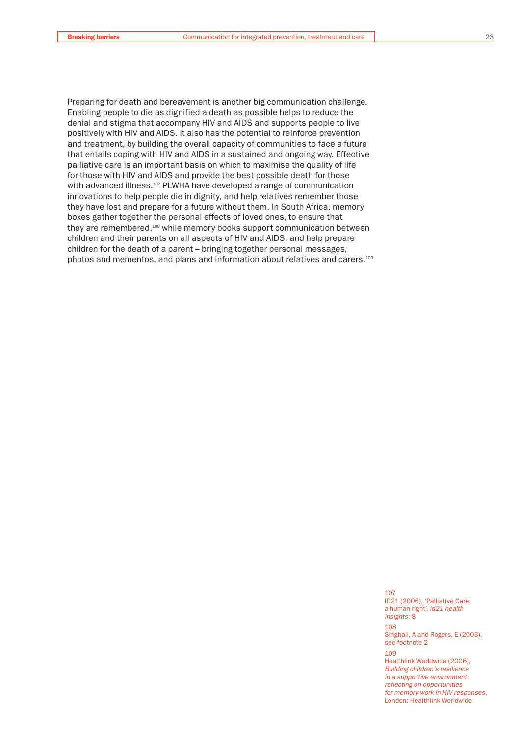Preparing for death and bereavement is another big communication challenge. Enabling people to die as dignified a death as possible helps to reduce the denial and stigma that accompany HIV and AIDS and supports people to live positively with HIV and AIDS. It also has the potential to reinforce prevention and treatment, by building the overall capacity of communities to face a future that entails coping with HIV and AIDS in a sustained and ongoing way. Effective palliative care is an important basis on which to maximise the quality of life for those with HIV and AIDS and provide the best possible death for those with advanced illness.[107] PLWHA have developed a range of communication innovations to help people die in dignity, and help relatives remember those they have lost and prepare for a future without them. In South Africa, memory boxes gather together the personal effects of loved ones, to ensure that they are remembered,[108] while memory books support communication between children and their parents on all aspects of HIV and AIDS, and help prepare children for the death of a parent – bringing together personal messages, photos and mementos, and plans and information about relatives and carers.[109]

107
ID21 (2006), 'Palliative Care: a human right', *id21 health insights:* 8

108
Singhall, A and Rogers, E (2003), see footnote 2

109
Healthlink Worldwide (2006), *Building children's resilience in a supportive environment: reflecting on opportunities for memory work in HIV responses*, London: Healthlink Worldwide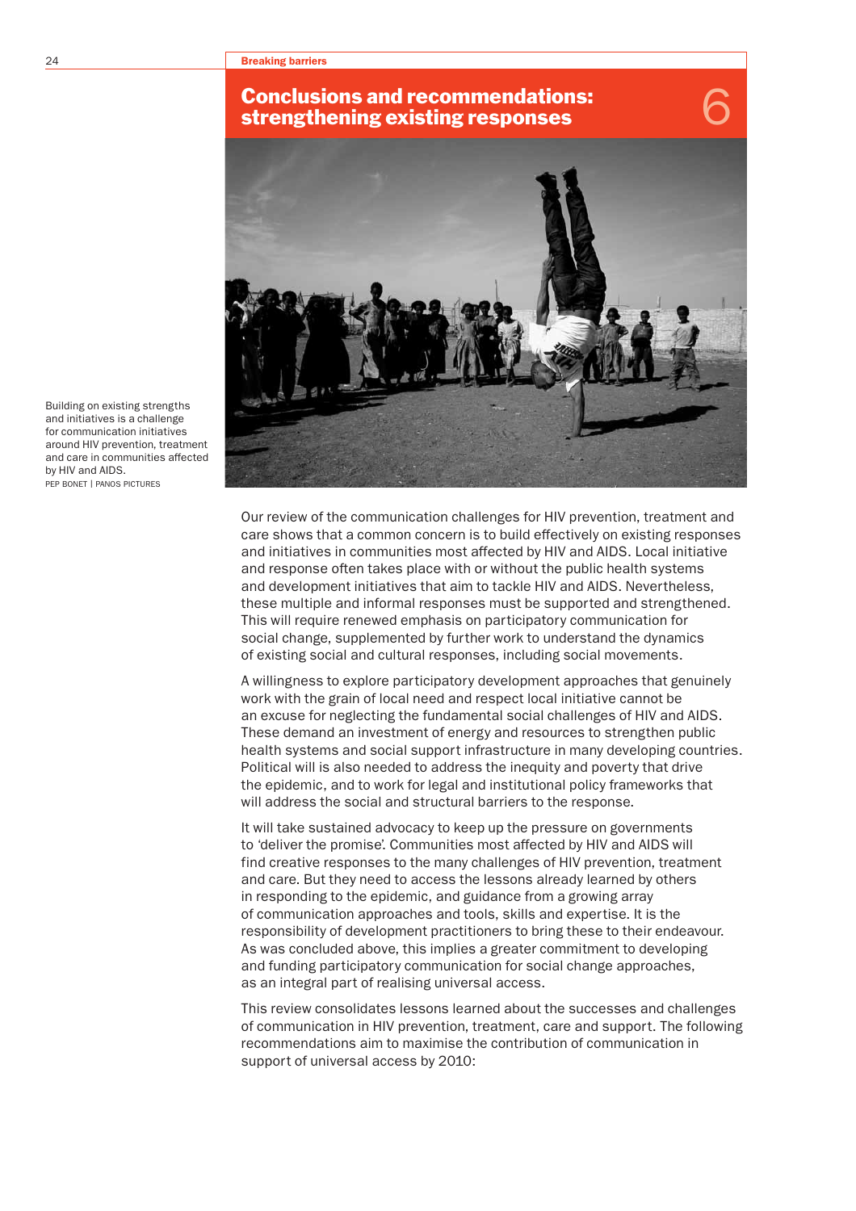# Conclusions and recommendations: strengthening existing responses

## 6

Building on existing strengths and initiatives is a challenge for communication initiatives around HIV prevention, treatment and care in communities affected by HIV and AIDS.
PEP BONET | PANOS PICTURES

Our review of the communication challenges for HIV prevention, treatment and care shows that a common concern is to build effectively on existing responses and initiatives in communities most affected by HIV and AIDS. Local initiative and response often takes place with or without the public health systems and development initiatives that aim to tackle HIV and AIDS. Nevertheless, these multiple and informal responses must be supported and strengthened. This will require renewed emphasis on participatory communication for social change, supplemented by further work to understand the dynamics of existing social and cultural responses, including social movements.

A willingness to explore participatory development approaches that genuinely work with the grain of local need and respect local initiative cannot be an excuse for neglecting the fundamental social challenges of HIV and AIDS. These demand an investment of energy and resources to strengthen public health systems and social support infrastructure in many developing countries. Political will is also needed to address the inequity and poverty that drive the epidemic, and to work for legal and institutional policy frameworks that will address the social and structural barriers to the response.

It will take sustained advocacy to keep up the pressure on governments to 'deliver the promise'. Communities most affected by HIV and AIDS will find creative responses to the many challenges of HIV prevention, treatment and care. But they need to access the lessons already learned by others in responding to the epidemic, and guidance from a growing array of communication approaches and tools, skills and expertise. It is the responsibility of development practitioners to bring these to their endeavour. As was concluded above, this implies a greater commitment to developing and funding participatory communication for social change approaches, as an integral part of realising universal access.

This review consolidates lessons learned about the successes and challenges of communication in HIV prevention, treatment, care and support. The following recommendations aim to maximise the contribution of communication in support of universal access by 2010: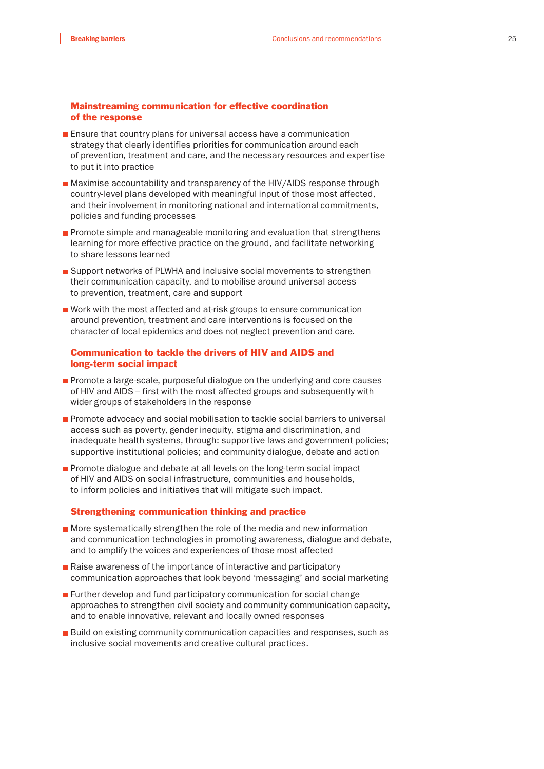### Mainstreaming communication for effective coordination of the response

- Ensure that country plans for universal access have a communication strategy that clearly identifies priorities for communication around each of prevention, treatment and care, and the necessary resources and expertise to put it into practice
- Maximise accountability and transparency of the HIV/AIDS response through country-level plans developed with meaningful input of those most affected, and their involvement in monitoring national and international commitments, policies and funding processes
- Promote simple and manageable monitoring and evaluation that strengthens learning for more effective practice on the ground, and facilitate networking to share lessons learned
- Support networks of PLWHA and inclusive social movements to strengthen their communication capacity, and to mobilise around universal access to prevention, treatment, care and support
- Work with the most affected and at-risk groups to ensure communication around prevention, treatment and care interventions is focused on the character of local epidemics and does not neglect prevention and care.

### Communication to tackle the drivers of HIV and AIDS and long-term social impact

- Promote a large-scale, purposeful dialogue on the underlying and core causes of HIV and AIDS – first with the most affected groups and subsequently with wider groups of stakeholders in the response
- Promote advocacy and social mobilisation to tackle social barriers to universal access such as poverty, gender inequity, stigma and discrimination, and inadequate health systems, through: supportive laws and government policies; supportive institutional policies; and community dialogue, debate and action
- Promote dialogue and debate at all levels on the long-term social impact of HIV and AIDS on social infrastructure, communities and households, to inform policies and initiatives that will mitigate such impact.

### Strengthening communication thinking and practice

- More systematically strengthen the role of the media and new information and communication technologies in promoting awareness, dialogue and debate, and to amplify the voices and experiences of those most affected
- Raise awareness of the importance of interactive and participatory communication approaches that look beyond 'messaging' and social marketing
- Further develop and fund participatory communication for social change approaches to strengthen civil society and community communication capacity, and to enable innovative, relevant and locally owned responses
- Build on existing community communication capacities and responses, such as inclusive social movements and creative cultural practices.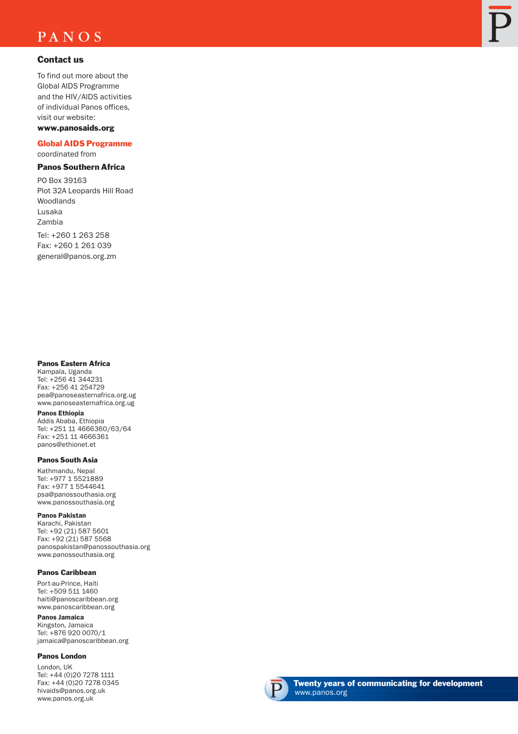PANOS

## Contact us

To find out more about the Global AIDS Programme and the HIV/AIDS activities of individual Panos offices, visit our website:
**www.panosaids.org**

**Global AIDS Programme**
coordinated from

**Panos Southern Africa**

PO Box 39163
Plot 32A Leopards Hill Road
Woodlands
Lusaka
Zambia

Tel: +260 1 263 258
Fax: +260 1 261 039
general@panos.org.zm

**Panos Eastern Africa**
Kampala, Uganda
Tel: +256 41 344231
Fax: +256 41 254729
pea@panoseasternafrica.org.ug
www.panoseasternafrica.org.ug

**Panos Ethiopia**
Addis Ababa, Ethiopia
Tel: +251 11 4666360/63/64
Fax: +251 11 4666361
panos@ethionet.et

**Panos South Asia**
Kathmandu, Nepal
Tel: +977 1 5521889
Fax: +977 1 5544641
psa@panossouthasia.org
www.panossouthasia.org

**Panos Pakistan**
Karachi, Pakistan
Tel: +92 (21) 587 5601
Fax: +92 (21) 587 5568
panospakistan@panossouthasia.org
www.panossouthasia.org

**Panos Caribbean**
Port-au-Prince, Haiti
Tel: +509 511 1460
haiti@panoscaribbean.org
www.panoscaribbean.org

**Panos Jamaica**
Kingston, Jamaica
Tel: +876 920 0070/1
jamaica@panoscaribbean.org

**Panos London**
London, UK
Tel: +44 (0)20 7278 1111
Fax: +44 (0)20 7278 0345
hivaids@panos.org.uk
www.panos.org.uk

**Twenty years of communicating for development**
www.panos.org